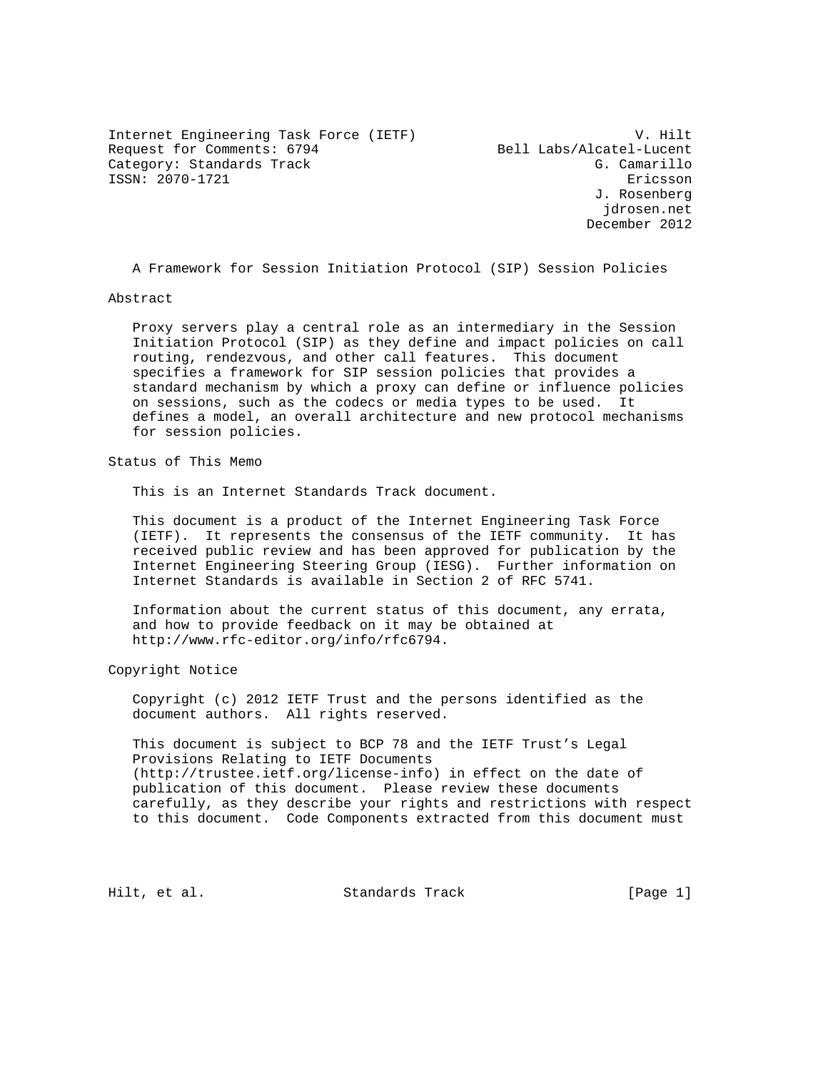Internet Engineering Task Force (IETF) V. Hilt
Request for Comments: 6794 Bell Labs/Alcatel-Lucent
Category: Standards Track G. Camarillo
ISSN: 2070-1721 Ericsson
J. Rosenberg
jdrosen.net
December 2012

# A Framework for Session Initiation Protocol (SIP) Session Policies

## Abstract

Proxy servers play a central role as an intermediary in the Session Initiation Protocol (SIP) as they define and impact policies on call routing, rendezvous, and other call features. This document specifies a framework for SIP session policies that provides a standard mechanism by which a proxy can define or influence policies on sessions, such as the codecs or media types to be used. It defines a model, an overall architecture and new protocol mechanisms for session policies.

## Status of This Memo

This is an Internet Standards Track document.

This document is a product of the Internet Engineering Task Force (IETF). It represents the consensus of the IETF community. It has received public review and has been approved for publication by the Internet Engineering Steering Group (IESG). Further information on Internet Standards is available in Section 2 of RFC 5741.

Information about the current status of this document, any errata, and how to provide feedback on it may be obtained at http://www.rfc-editor.org/info/rfc6794.

## Copyright Notice

Copyright (c) 2012 IETF Trust and the persons identified as the document authors. All rights reserved.

This document is subject to BCP 78 and the IETF Trust's Legal Provisions Relating to IETF Documents (http://trustee.ietf.org/license-info) in effect on the date of publication of this document. Please review these documents carefully, as they describe your rights and restrictions with respect to this document. Code Components extracted from this document must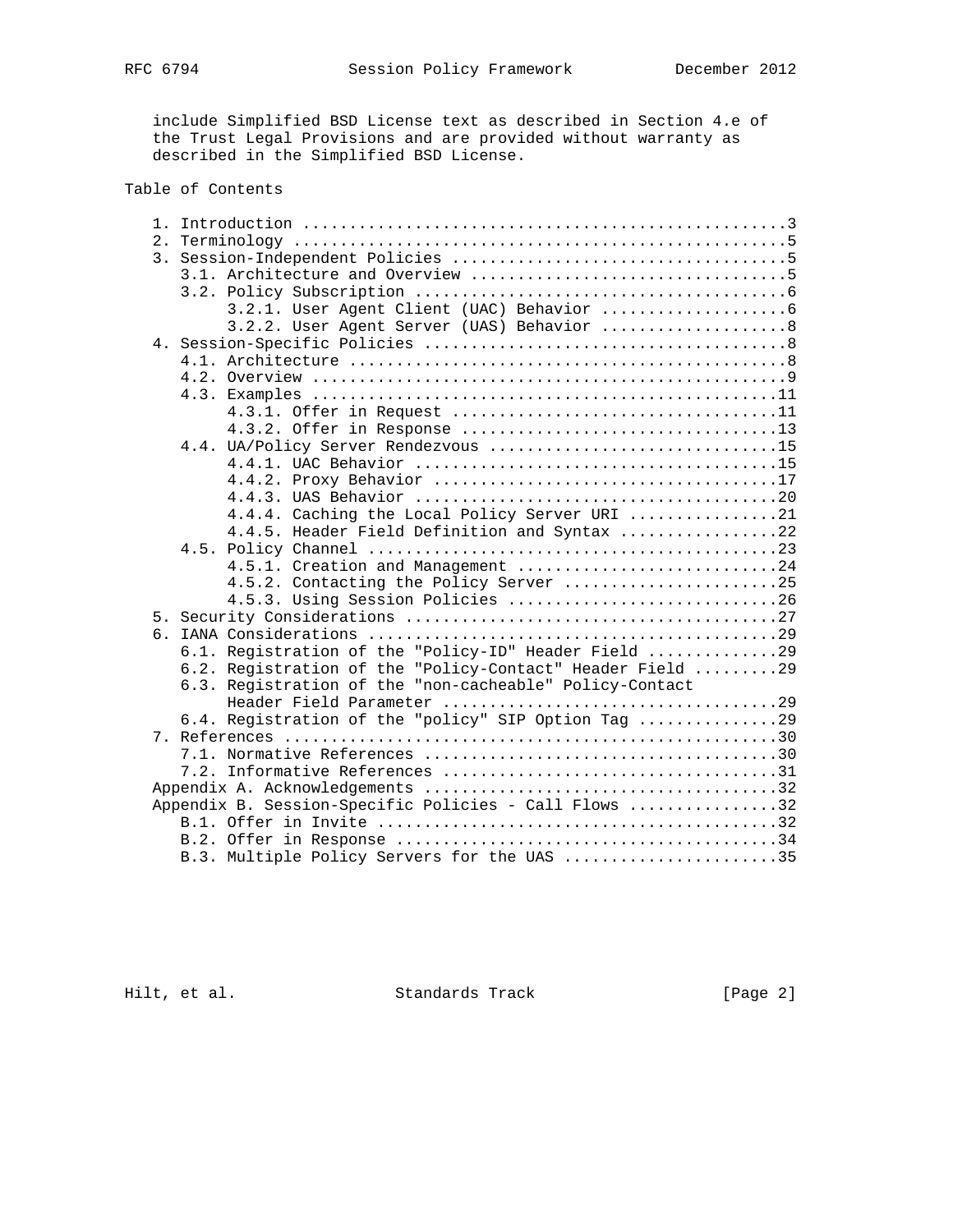include Simplified BSD License text as described in Section 4.e of the Trust Legal Provisions and are provided without warranty as described in the Simplified BSD License.

## Table of Contents

```
   1. Introduction ....................................................3
   2. Terminology .....................................................5
   3. Session-Independent Policies ....................................5
      3.1. Architecture and Overview ..................................5
      3.2. Policy Subscription ........................................6
           3.2.1. User Agent Client (UAC) Behavior ....................6
           3.2.2. User Agent Server (UAS) Behavior ....................8
   4. Session-Specific Policies .......................................8
      4.1. Architecture ...............................................8
      4.2. Overview ...................................................9
      4.3. Examples ..................................................11
           4.3.1. Offer in Request ...................................11
           4.3.2. Offer in Response ..................................13
      4.4. UA/Policy Server Rendezvous ...............................15
           4.4.1. UAC Behavior .......................................15
           4.4.2. Proxy Behavior .....................................17
           4.4.3. UAS Behavior .......................................20
           4.4.4. Caching the Local Policy Server URI ................21
           4.4.5. Header Field Definition and Syntax .................22
      4.5. Policy Channel ............................................23
           4.5.1. Creation and Management ............................24
           4.5.2. Contacting the Policy Server .......................25
           4.5.3. Using Session Policies .............................26
   5. Security Considerations ........................................27
   6. IANA Considerations ............................................29
      6.1. Registration of the "Policy-ID" Header Field ..............29
      6.2. Registration of the "Policy-Contact" Header Field .........29
      6.3. Registration of the "non-cacheable" Policy-Contact
           Header Field Parameter ....................................29
      6.4. Registration of the "policy" SIP Option Tag ...............29
   7. References .....................................................30
      7.1. Normative References ......................................30
      7.2. Informative References ....................................31
   Appendix A. Acknowledgements ......................................32
   Appendix B. Session-Specific Policies - Call Flows ................32
      B.1. Offer in Invite ...........................................32
      B.2. Offer in Response .........................................34
      B.3. Multiple Policy Servers for the UAS .......................35
```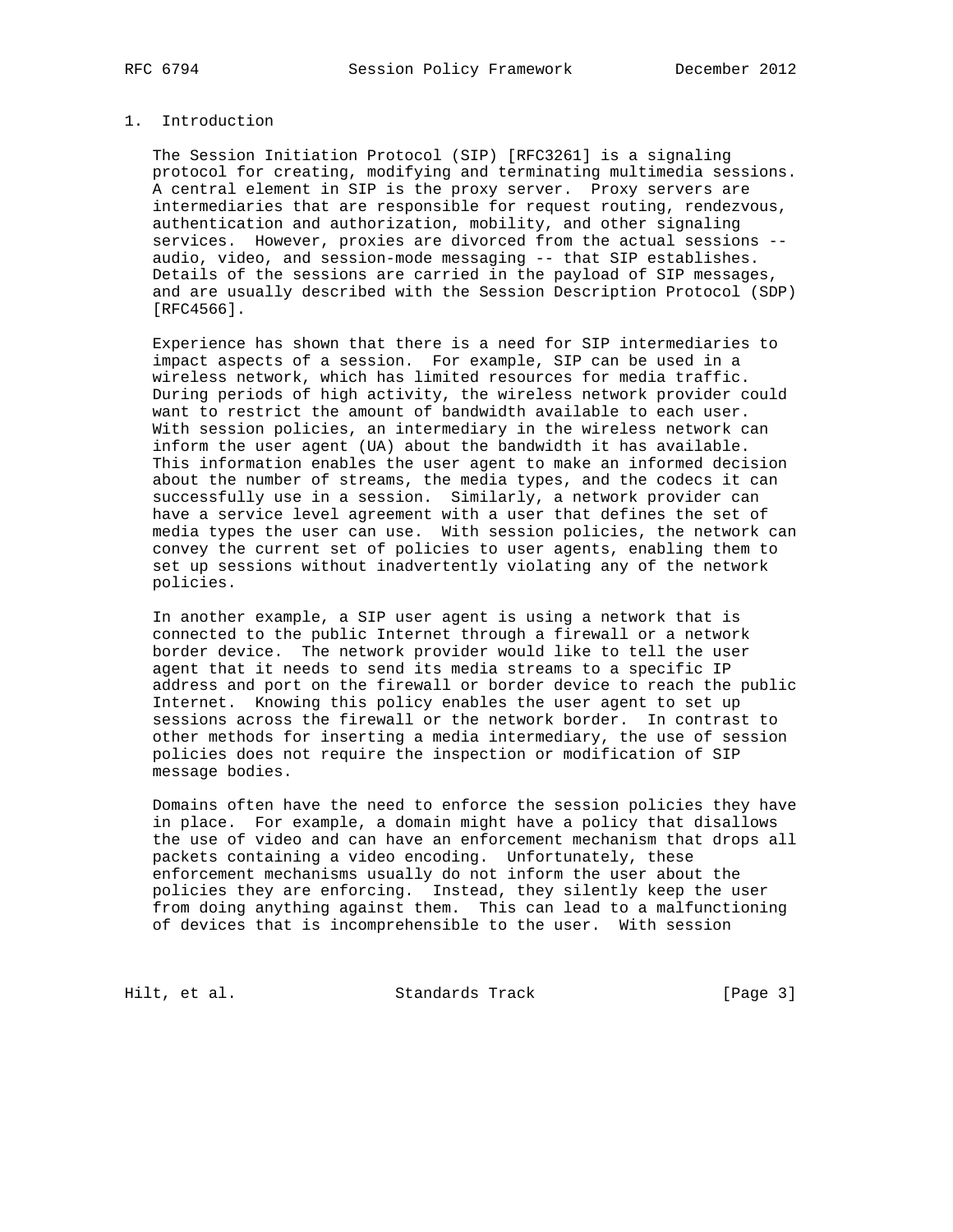# 1. Introduction

The Session Initiation Protocol (SIP) [RFC3261] is a signaling protocol for creating, modifying and terminating multimedia sessions. A central element in SIP is the proxy server. Proxy servers are intermediaries that are responsible for request routing, rendezvous, authentication and authorization, mobility, and other signaling services. However, proxies are divorced from the actual sessions -- audio, video, and session-mode messaging -- that SIP establishes. Details of the sessions are carried in the payload of SIP messages, and are usually described with the Session Description Protocol (SDP) [RFC4566].

Experience has shown that there is a need for SIP intermediaries to impact aspects of a session. For example, SIP can be used in a wireless network, which has limited resources for media traffic. During periods of high activity, the wireless network provider could want to restrict the amount of bandwidth available to each user. With session policies, an intermediary in the wireless network can inform the user agent (UA) about the bandwidth it has available. This information enables the user agent to make an informed decision about the number of streams, the media types, and the codecs it can successfully use in a session. Similarly, a network provider can have a service level agreement with a user that defines the set of media types the user can use. With session policies, the network can convey the current set of policies to user agents, enabling them to set up sessions without inadvertently violating any of the network policies.

In another example, a SIP user agent is using a network that is connected to the public Internet through a firewall or a network border device. The network provider would like to tell the user agent that it needs to send its media streams to a specific IP address and port on the firewall or border device to reach the public Internet. Knowing this policy enables the user agent to set up sessions across the firewall or the network border. In contrast to other methods for inserting a media intermediary, the use of session policies does not require the inspection or modification of SIP message bodies.

Domains often have the need to enforce the session policies they have in place. For example, a domain might have a policy that disallows the use of video and can have an enforcement mechanism that drops all packets containing a video encoding. Unfortunately, these enforcement mechanisms usually do not inform the user about the policies they are enforcing. Instead, they silently keep the user from doing anything against them. This can lead to a malfunctioning of devices that is incomprehensible to the user. With session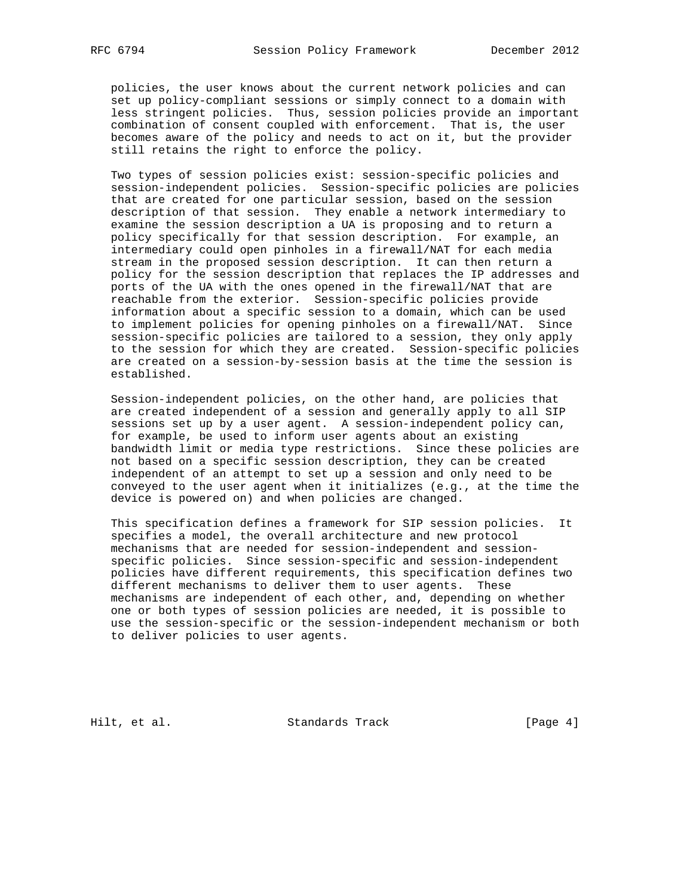policies, the user knows about the current network policies and can set up policy-compliant sessions or simply connect to a domain with less stringent policies. Thus, session policies provide an important combination of consent coupled with enforcement. That is, the user becomes aware of the policy and needs to act on it, but the provider still retains the right to enforce the policy.

Two types of session policies exist: session-specific policies and session-independent policies. Session-specific policies are policies that are created for one particular session, based on the session description of that session. They enable a network intermediary to examine the session description a UA is proposing and to return a policy specifically for that session description. For example, an intermediary could open pinholes in a firewall/NAT for each media stream in the proposed session description. It can then return a policy for the session description that replaces the IP addresses and ports of the UA with the ones opened in the firewall/NAT that are reachable from the exterior. Session-specific policies provide information about a specific session to a domain, which can be used to implement policies for opening pinholes on a firewall/NAT. Since session-specific policies are tailored to a session, they only apply to the session for which they are created. Session-specific policies are created on a session-by-session basis at the time the session is established.

Session-independent policies, on the other hand, are policies that are created independent of a session and generally apply to all SIP sessions set up by a user agent. A session-independent policy can, for example, be used to inform user agents about an existing bandwidth limit or media type restrictions. Since these policies are not based on a specific session description, they can be created independent of an attempt to set up a session and only need to be conveyed to the user agent when it initializes (e.g., at the time the device is powered on) and when policies are changed.

This specification defines a framework for SIP session policies. It specifies a model, the overall architecture and new protocol mechanisms that are needed for session-independent and session-specific policies. Since session-specific and session-independent policies have different requirements, this specification defines two different mechanisms to deliver them to user agents. These mechanisms are independent of each other, and, depending on whether one or both types of session policies are needed, it is possible to use the session-specific or the session-independent mechanism or both to deliver policies to user agents.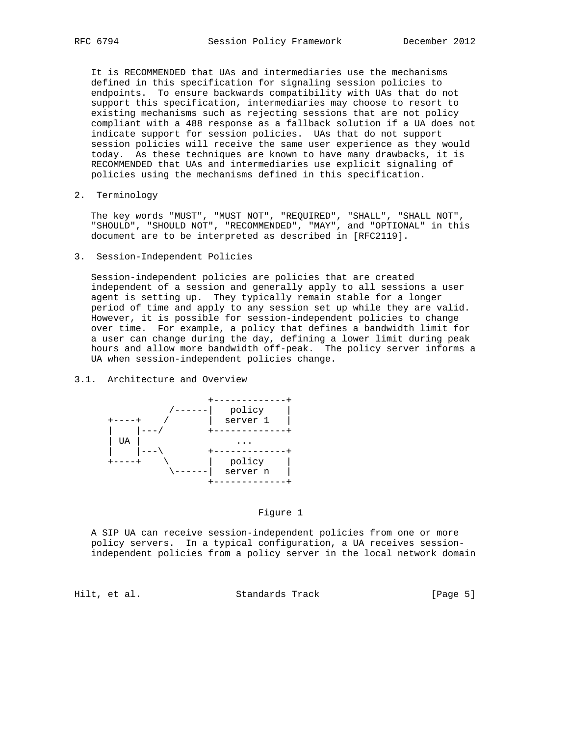It is RECOMMENDED that UAs and intermediaries use the mechanisms defined in this specification for signaling session policies to endpoints. To ensure backwards compatibility with UAs that do not support this specification, intermediaries may choose to resort to existing mechanisms such as rejecting sessions that are not policy compliant with a 488 response as a fallback solution if a UA does not indicate support for session policies. UAs that do not support session policies will receive the same user experience as they would today. As these techniques are known to have many drawbacks, it is RECOMMENDED that UAs and intermediaries use explicit signaling of policies using the mechanisms defined in this specification.

## 2. Terminology

The key words "MUST", "MUST NOT", "REQUIRED", "SHALL", "SHALL NOT", "SHOULD", "SHOULD NOT", "RECOMMENDED", "MAY", and "OPTIONAL" in this document are to be interpreted as described in [RFC2119].

## 3. Session-Independent Policies

Session-independent policies are policies that are created independent of a session and generally apply to all sessions a user agent is setting up. They typically remain stable for a longer period of time and apply to any session set up while they are valid. However, it is possible for session-independent policies to change over time. For example, a policy that defines a bandwidth limit for a user can change during the day, defining a lower limit during peak hours and allow more bandwidth off-peak. The policy server informs a UA when session-independent policies change.

### 3.1. Architecture and Overview

```
                      +-------------+
               /------|   policy    |
    +----+    /       |  server 1   |
    |    |---/        +-------------+
    | UA |                  ...
    |    |---\        +-------------+
    +----+    \       |   policy    |
               \------|  server n   |
                      +-------------+
```

Figure 1

A SIP UA can receive session-independent policies from one or more policy servers. In a typical configuration, a UA receives session-independent policies from a policy server in the local network domain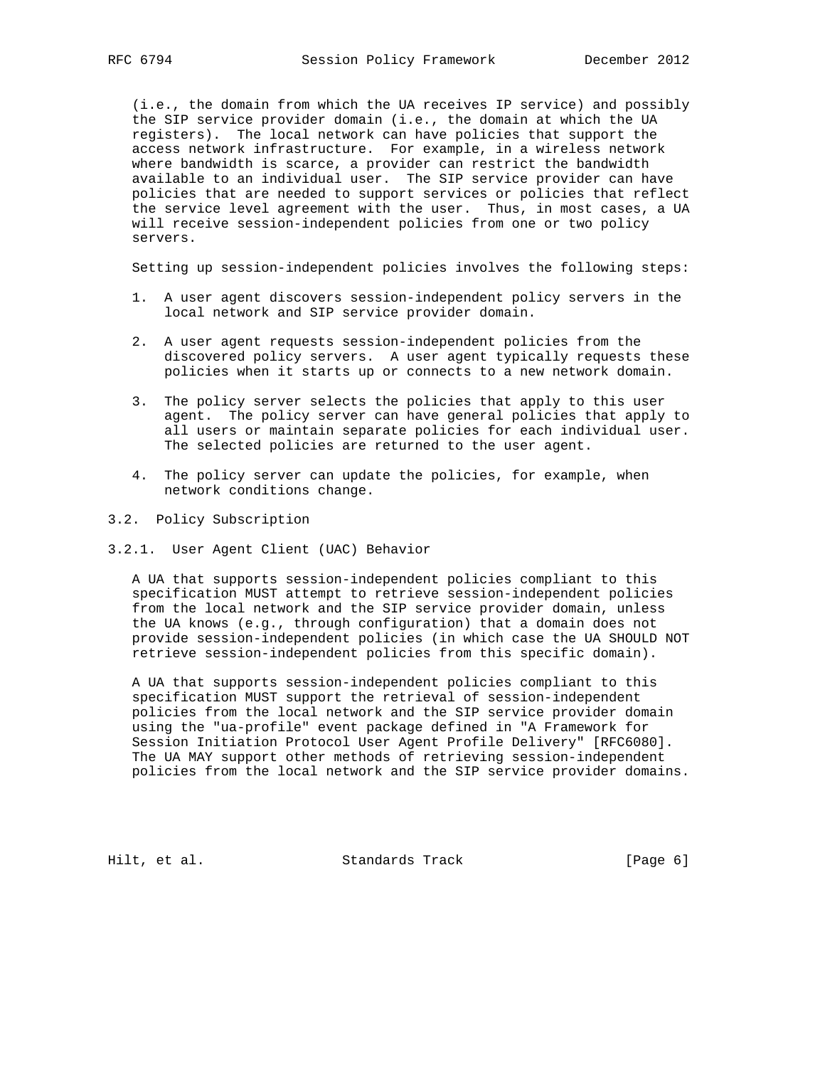(i.e., the domain from which the UA receives IP service) and possibly the SIP service provider domain (i.e., the domain at which the UA registers). The local network can have policies that support the access network infrastructure. For example, in a wireless network where bandwidth is scarce, a provider can restrict the bandwidth available to an individual user. The SIP service provider can have policies that are needed to support services or policies that reflect the service level agreement with the user. Thus, in most cases, a UA will receive session-independent policies from one or two policy servers.

Setting up session-independent policies involves the following steps:

1. A user agent discovers session-independent policy servers in the local network and SIP service provider domain.

2. A user agent requests session-independent policies from the discovered policy servers. A user agent typically requests these policies when it starts up or connects to a new network domain.

3. The policy server selects the policies that apply to this user agent. The policy server can have general policies that apply to all users or maintain separate policies for each individual user. The selected policies are returned to the user agent.

4. The policy server can update the policies, for example, when network conditions change.

## 3.2. Policy Subscription

### 3.2.1. User Agent Client (UAC) Behavior

A UA that supports session-independent policies compliant to this specification MUST attempt to retrieve session-independent policies from the local network and the SIP service provider domain, unless the UA knows (e.g., through configuration) that a domain does not provide session-independent policies (in which case the UA SHOULD NOT retrieve session-independent policies from this specific domain).

A UA that supports session-independent policies compliant to this specification MUST support the retrieval of session-independent policies from the local network and the SIP service provider domain using the "ua-profile" event package defined in "A Framework for Session Initiation Protocol User Agent Profile Delivery" [RFC6080]. The UA MAY support other methods of retrieving session-independent policies from the local network and the SIP service provider domains.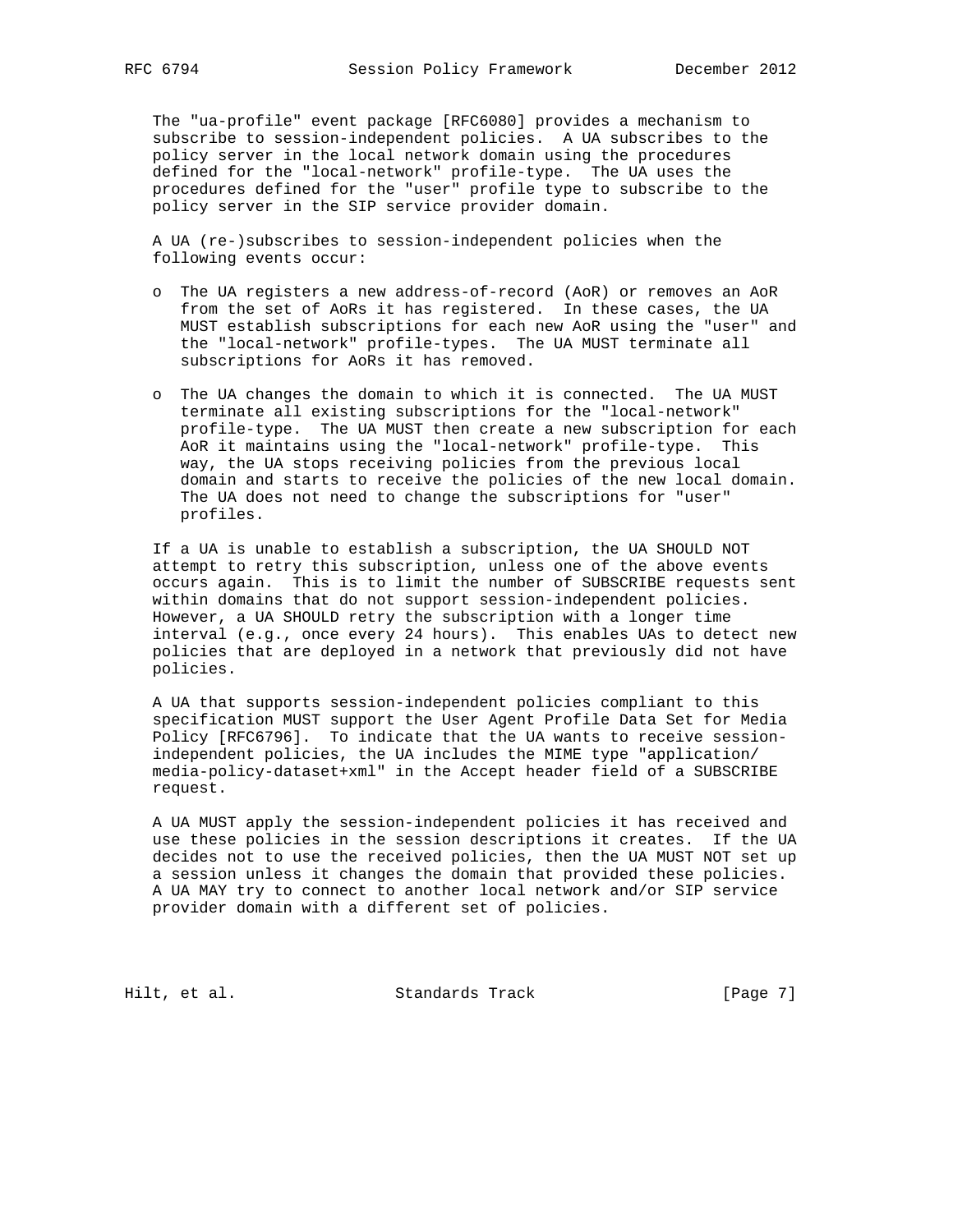The "ua-profile" event package [RFC6080] provides a mechanism to subscribe to session-independent policies. A UA subscribes to the policy server in the local network domain using the procedures defined for the "local-network" profile-type. The UA uses the procedures defined for the "user" profile type to subscribe to the policy server in the SIP service provider domain.

A UA (re-)subscribes to session-independent policies when the following events occur:

- The UA registers a new address-of-record (AoR) or removes an AoR from the set of AoRs it has registered. In these cases, the UA MUST establish subscriptions for each new AoR using the "user" and the "local-network" profile-types. The UA MUST terminate all subscriptions for AoRs it has removed.

- The UA changes the domain to which it is connected. The UA MUST terminate all existing subscriptions for the "local-network" profile-type. The UA MUST then create a new subscription for each AoR it maintains using the "local-network" profile-type. This way, the UA stops receiving policies from the previous local domain and starts to receive the policies of the new local domain. The UA does not need to change the subscriptions for "user" profiles.

If a UA is unable to establish a subscription, the UA SHOULD NOT attempt to retry this subscription, unless one of the above events occurs again. This is to limit the number of SUBSCRIBE requests sent within domains that do not support session-independent policies. However, a UA SHOULD retry the subscription with a longer time interval (e.g., once every 24 hours). This enables UAs to detect new policies that are deployed in a network that previously did not have policies.

A UA that supports session-independent policies compliant to this specification MUST support the User Agent Profile Data Set for Media Policy [RFC6796]. To indicate that the UA wants to receive session-independent policies, the UA includes the MIME type "application/media-policy-dataset+xml" in the Accept header field of a SUBSCRIBE request.

A UA MUST apply the session-independent policies it has received and use these policies in the session descriptions it creates. If the UA decides not to use the received policies, then the UA MUST NOT set up a session unless it changes the domain that provided these policies. A UA MAY try to connect to another local network and/or SIP service provider domain with a different set of policies.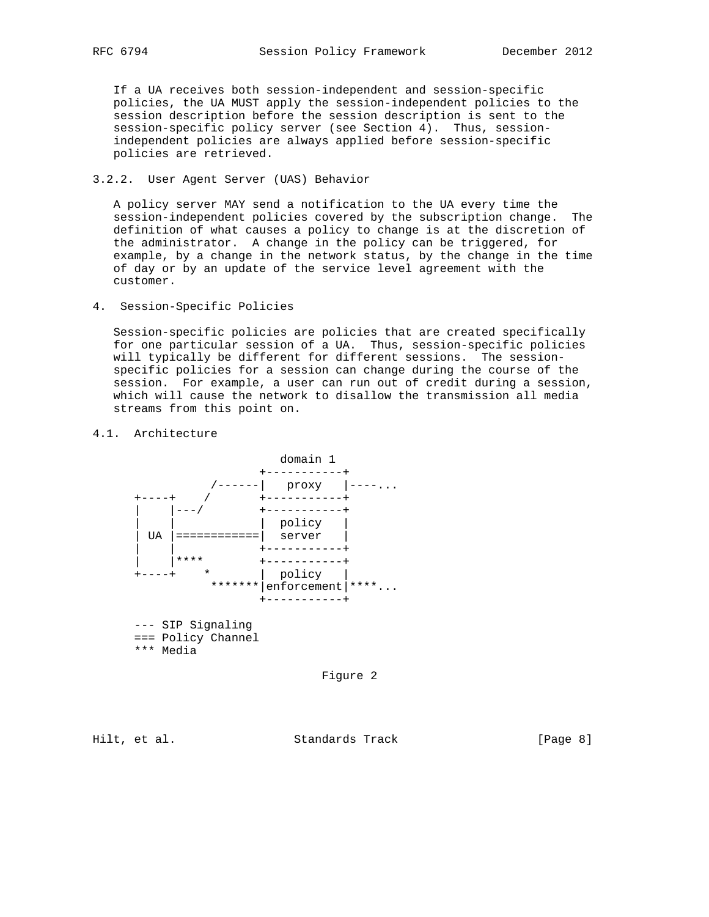If a UA receives both session-independent and session-specific policies, the UA MUST apply the session-independent policies to the session description before the session description is sent to the session-specific policy server (see Section 4). Thus, session-independent policies are always applied before session-specific policies are retrieved.

### 3.2.2. User Agent Server (UAS) Behavior

A policy server MAY send a notification to the UA every time the session-independent policies covered by the subscription change. The definition of what causes a policy to change is at the discretion of the administrator. A change in the policy can be triggered, for example, by a change in the network status, by the change in the time of day or by an update of the service level agreement with the customer.

## 4. Session-Specific Policies

Session-specific policies are policies that are created specifically for one particular session of a UA. Thus, session-specific policies will typically be different for different sessions. The session-specific policies for a session can change during the course of the session. For example, a user can run out of credit during a session, which will cause the network to disallow the transmission all media streams from this point on.

### 4.1. Architecture

```
                        domain 1
                     +-----------+
              /------|   proxy   |----...
    +----+   /       +-----------+
    |    |---/       +-----------+
    |    |           |  policy   |
    | UA |============|  server   |
    |    |           +-----------+
    |    |****       +-----------+
    +----+    *      |  policy   |
               *******|enforcement|****...
                     +-----------+

    --- SIP Signaling
    === Policy Channel
    *** Media
```

Figure 2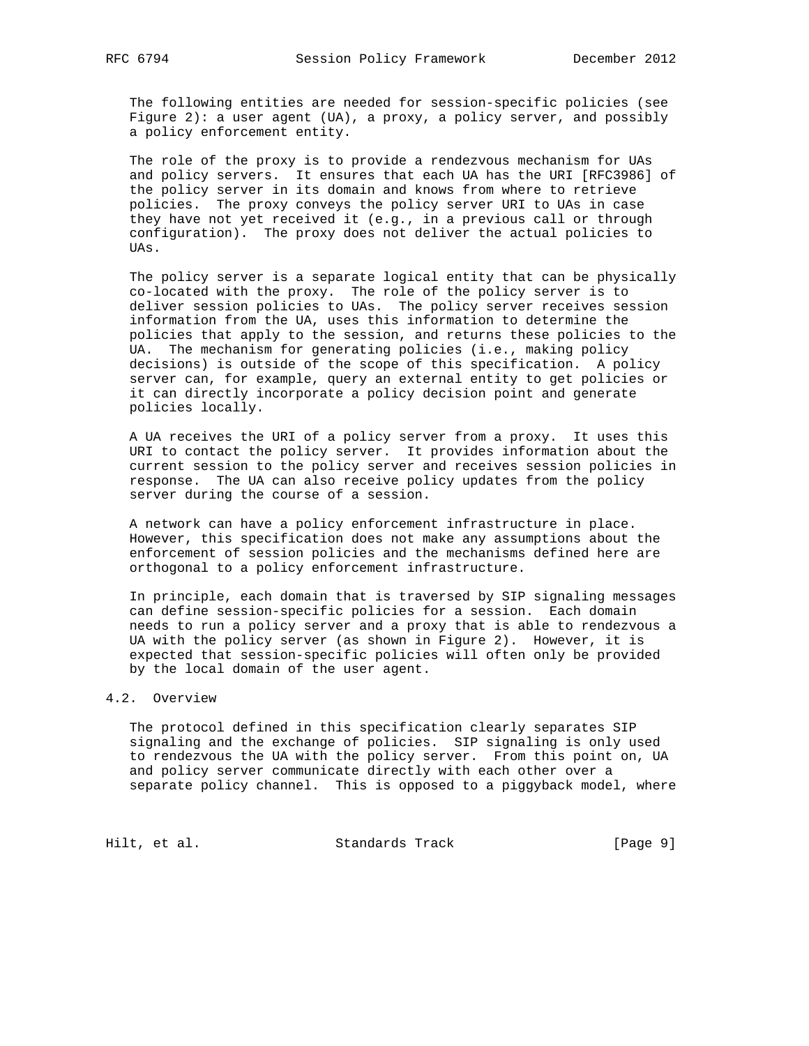The following entities are needed for session-specific policies (see Figure 2): a user agent (UA), a proxy, a policy server, and possibly a policy enforcement entity.

The role of the proxy is to provide a rendezvous mechanism for UAs and policy servers. It ensures that each UA has the URI [RFC3986] of the policy server in its domain and knows from where to retrieve policies. The proxy conveys the policy server URI to UAs in case they have not yet received it (e.g., in a previous call or through configuration). The proxy does not deliver the actual policies to UAs.

The policy server is a separate logical entity that can be physically co-located with the proxy. The role of the policy server is to deliver session policies to UAs. The policy server receives session information from the UA, uses this information to determine the policies that apply to the session, and returns these policies to the UA. The mechanism for generating policies (i.e., making policy decisions) is outside of the scope of this specification. A policy server can, for example, query an external entity to get policies or it can directly incorporate a policy decision point and generate policies locally.

A UA receives the URI of a policy server from a proxy. It uses this URI to contact the policy server. It provides information about the current session to the policy server and receives session policies in response. The UA can also receive policy updates from the policy server during the course of a session.

A network can have a policy enforcement infrastructure in place. However, this specification does not make any assumptions about the enforcement of session policies and the mechanisms defined here are orthogonal to a policy enforcement infrastructure.

In principle, each domain that is traversed by SIP signaling messages can define session-specific policies for a session. Each domain needs to run a policy server and a proxy that is able to rendezvous a UA with the policy server (as shown in Figure 2). However, it is expected that session-specific policies will often only be provided by the local domain of the user agent.

## 4.2. Overview

The protocol defined in this specification clearly separates SIP signaling and the exchange of policies. SIP signaling is only used to rendezvous the UA with the policy server. From this point on, UA and policy server communicate directly with each other over a separate policy channel. This is opposed to a piggyback model, where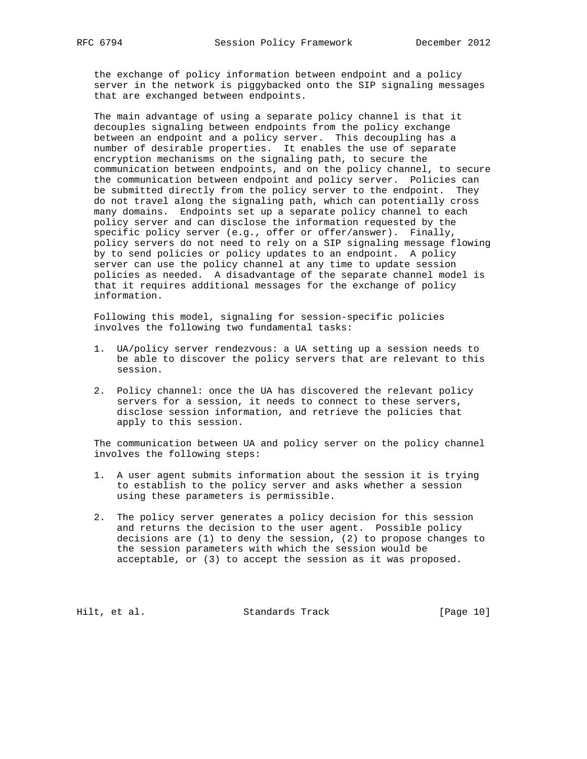the exchange of policy information between endpoint and a policy server in the network is piggybacked onto the SIP signaling messages that are exchanged between endpoints.

The main advantage of using a separate policy channel is that it decouples signaling between endpoints from the policy exchange between an endpoint and a policy server. This decoupling has a number of desirable properties. It enables the use of separate encryption mechanisms on the signaling path, to secure the communication between endpoints, and on the policy channel, to secure the communication between endpoint and policy server. Policies can be submitted directly from the policy server to the endpoint. They do not travel along the signaling path, which can potentially cross many domains. Endpoints set up a separate policy channel to each policy server and can disclose the information requested by the specific policy server (e.g., offer or offer/answer). Finally, policy servers do not need to rely on a SIP signaling message flowing by to send policies or policy updates to an endpoint. A policy server can use the policy channel at any time to update session policies as needed. A disadvantage of the separate channel model is that it requires additional messages for the exchange of policy information.

Following this model, signaling for session-specific policies involves the following two fundamental tasks:

1. UA/policy server rendezvous: a UA setting up a session needs to be able to discover the policy servers that are relevant to this session.

2. Policy channel: once the UA has discovered the relevant policy servers for a session, it needs to connect to these servers, disclose session information, and retrieve the policies that apply to this session.

The communication between UA and policy server on the policy channel involves the following steps:

1. A user agent submits information about the session it is trying to establish to the policy server and asks whether a session using these parameters is permissible.

2. The policy server generates a policy decision for this session and returns the decision to the user agent. Possible policy decisions are (1) to deny the session, (2) to propose changes to the session parameters with which the session would be acceptable, or (3) to accept the session as it was proposed.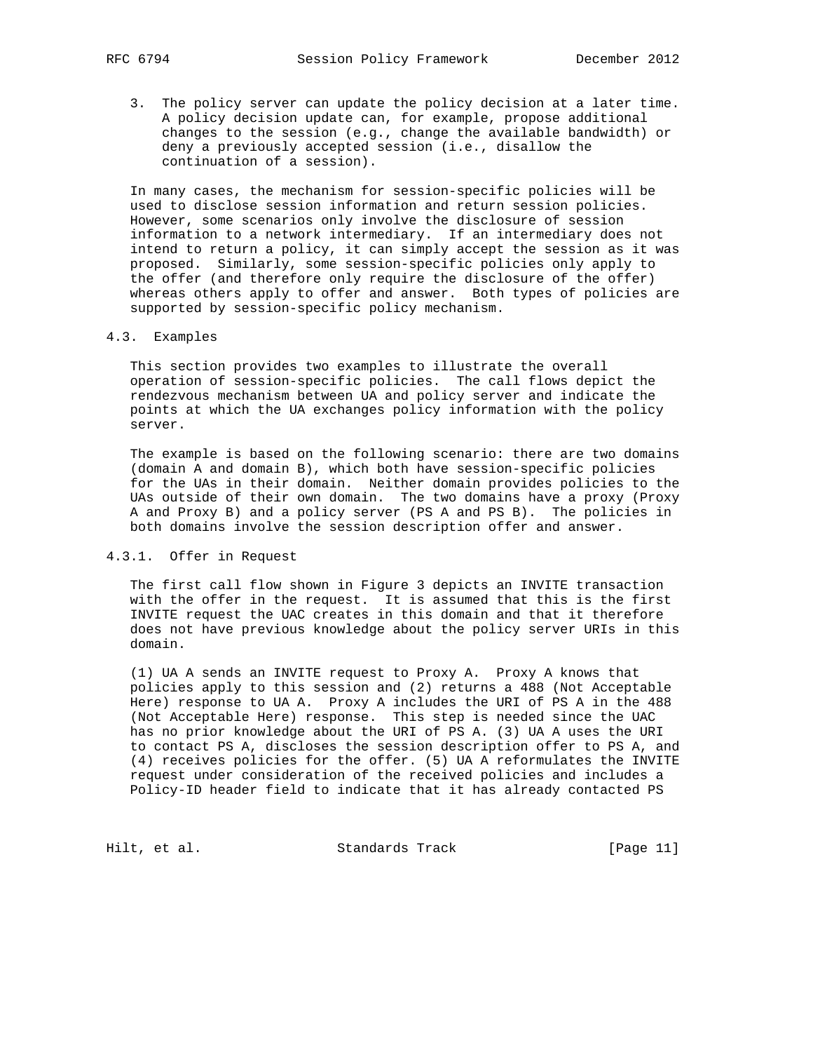3. The policy server can update the policy decision at a later time. A policy decision update can, for example, propose additional changes to the session (e.g., change the available bandwidth) or deny a previously accepted session (i.e., disallow the continuation of a session).

In many cases, the mechanism for session-specific policies will be used to disclose session information and return session policies. However, some scenarios only involve the disclosure of session information to a network intermediary. If an intermediary does not intend to return a policy, it can simply accept the session as it was proposed. Similarly, some session-specific policies only apply to the offer (and therefore only require the disclosure of the offer) whereas others apply to offer and answer. Both types of policies are supported by session-specific policy mechanism.

### 4.3. Examples

This section provides two examples to illustrate the overall operation of session-specific policies. The call flows depict the rendezvous mechanism between UA and policy server and indicate the points at which the UA exchanges policy information with the policy server.

The example is based on the following scenario: there are two domains (domain A and domain B), which both have session-specific policies for the UAs in their domain. Neither domain provides policies to the UAs outside of their own domain. The two domains have a proxy (Proxy A and Proxy B) and a policy server (PS A and PS B). The policies in both domains involve the session description offer and answer.

#### 4.3.1. Offer in Request

The first call flow shown in Figure 3 depicts an INVITE transaction with the offer in the request. It is assumed that this is the first INVITE request the UAC creates in this domain and that it therefore does not have previous knowledge about the policy server URIs in this domain.

(1) UA A sends an INVITE request to Proxy A. Proxy A knows that policies apply to this session and (2) returns a 488 (Not Acceptable Here) response to UA A. Proxy A includes the URI of PS A in the 488 (Not Acceptable Here) response. This step is needed since the UAC has no prior knowledge about the URI of PS A. (3) UA A uses the URI to contact PS A, discloses the session description offer to PS A, and (4) receives policies for the offer. (5) UA A reformulates the INVITE request under consideration of the received policies and includes a Policy-ID header field to indicate that it has already contacted PS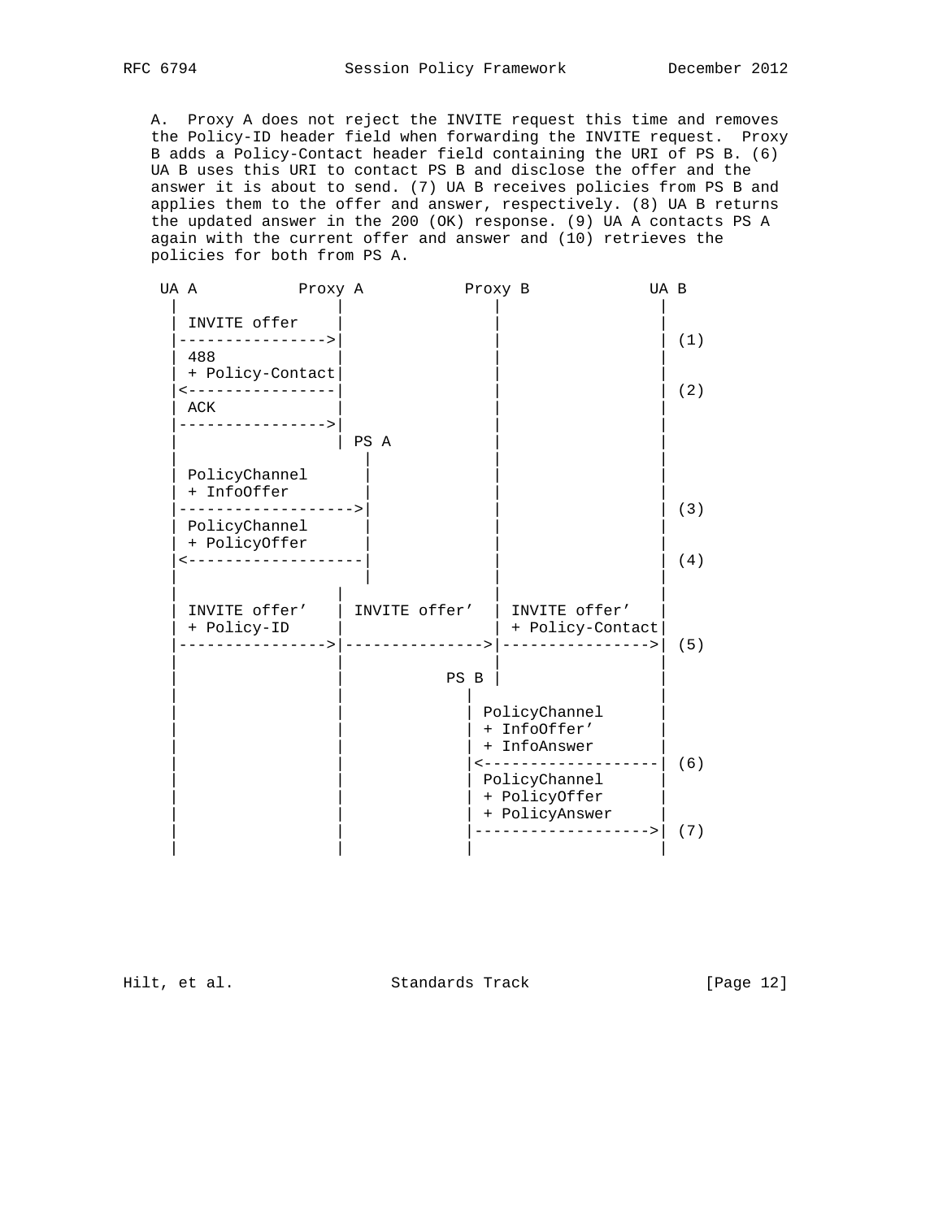A. Proxy A does not reject the INVITE request this time and removes the Policy-ID header field when forwarding the INVITE request. Proxy B adds a Policy-Contact header field containing the URI of PS B. (6) UA B uses this URI to contact PS B and disclose the offer and the answer it is about to send. (7) UA B receives policies from PS B and applies them to the offer and answer, respectively. (8) UA B returns the updated answer in the 200 (OK) response. (9) UA A contacts PS A again with the current offer and answer and (10) retrieves the policies for both from PS A.

```
 UA A           Proxy A           Proxy B            UA B
   |                |                |                 |
   | INVITE offer   |                |                 |
   |--------------->|                |                 | (1)
   | 488            |                |                 |
   | + Policy-Contact|               |                 |
   |<---------------|                |                 | (2)
   | ACK            |                |                 |
   |--------------->|                |                 |
   |                | PS A           |                 |
   |                   |             |                 |
   | PolicyChannel     |             |                 |
   | + InfoOffer       |             |                 |
   |------------------>|             |                 | (3)
   | PolicyChannel     |             |                 |
   | + PolicyOffer     |             |                 |
   |<------------------|             |                 | (4)
   |                   |             |                 |
   |                |                |                 |
   | INVITE offer'  | INVITE offer'  | INVITE offer'   |
   | + Policy-ID    |                | + Policy-Contact|
   |--------------->|--------------->|---------------->| (5)
   |                |                |                 |
   |                |           PS B |                 |
   |                |             |                    |
   |                |             | PolicyChannel      |
   |                |             | + InfoOffer'       |
   |                |             | + InfoAnswer       |
   |                |             |<-------------------| (6)
   |                |             | PolicyChannel      |
   |                |             | + PolicyOffer      |
   |                |             | + PolicyAnswer     |
   |                |             |------------------->| (7)
   |                |             |                    |
```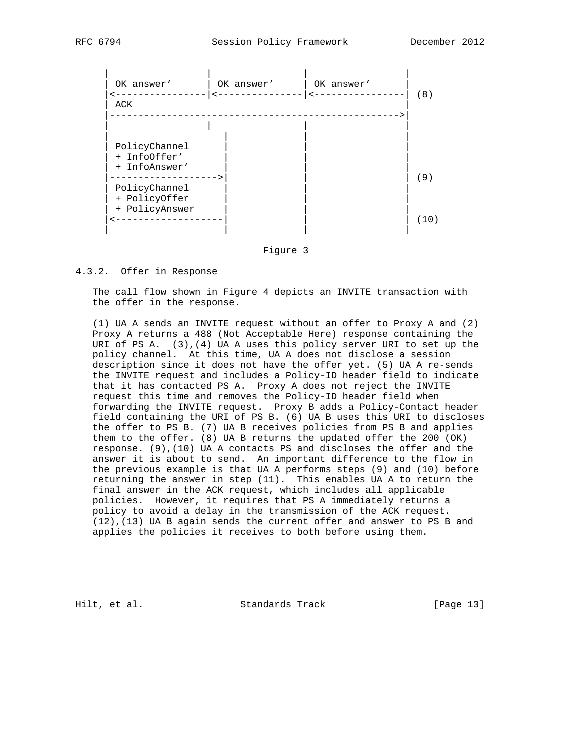```
   |                  |                |                  |
   | OK answer'       | OK answer'     | OK answer'       |
   |<-----------------|<---------------|<-----------------| (8)
   | ACK                                                  |
   |----------------------------------------------------->|
   |                  |                |                  |
   |                     |             |                  |
   | PolicyChannel       |             |                  |
   | + InfoOffer'        |             |                  |
   | + InfoAnswer'       |             |                  |
   |-------------------->|             |                  | (9)
   | PolicyChannel       |             |                  |
   | + PolicyOffer       |             |                  |
   | + PolicyAnswer      |             |                  |
   |<--------------------|             |                  | (10)
   |                     |             |                  |
```

Figure 3

### 4.3.2. Offer in Response

The call flow shown in Figure 4 depicts an INVITE transaction with the offer in the response.

(1) UA A sends an INVITE request without an offer to Proxy A and (2) Proxy A returns a 488 (Not Acceptable Here) response containing the URI of PS A. (3),(4) UA A uses this policy server URI to set up the policy channel. At this time, UA A does not disclose a session description since it does not have the offer yet. (5) UA A re-sends the INVITE request and includes a Policy-ID header field to indicate that it has contacted PS A. Proxy A does not reject the INVITE request this time and removes the Policy-ID header field when forwarding the INVITE request. Proxy B adds a Policy-Contact header field containing the URI of PS B. (6) UA B uses this URI to discloses the offer to PS B. (7) UA B receives policies from PS B and applies them to the offer. (8) UA B returns the updated offer the 200 (OK) response. (9),(10) UA A contacts PS and discloses the offer and the answer it is about to send. An important difference to the flow in the previous example is that UA A performs steps (9) and (10) before returning the answer in step (11). This enables UA A to return the final answer in the ACK request, which includes all applicable policies. However, it requires that PS A immediately returns a policy to avoid a delay in the transmission of the ACK request. (12),(13) UA B again sends the current offer and answer to PS B and applies the policies it receives to both before using them.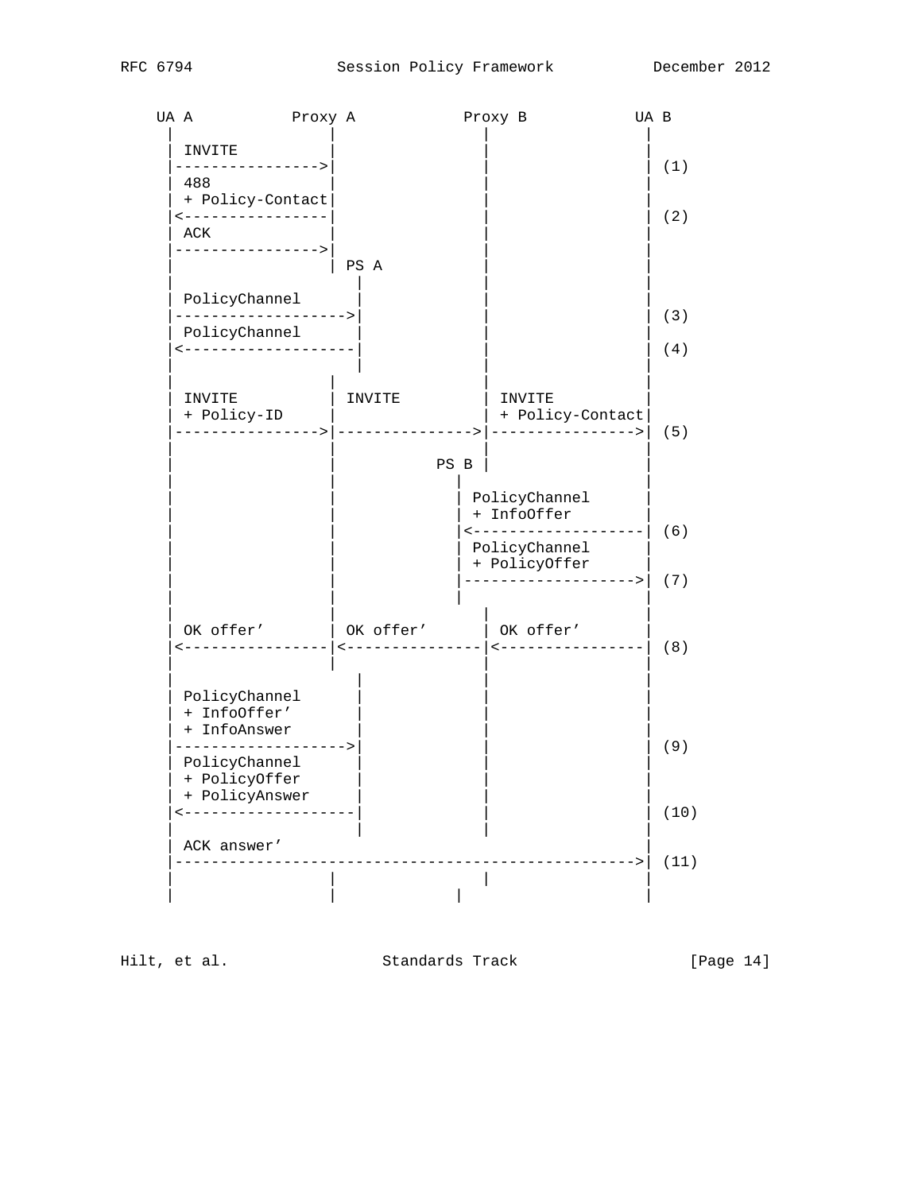```
   UA A           Proxy A           Proxy B           UA B
     |                |                |                |
     | INVITE         |                |                |
     |--------------->|                |                | (1)
     | 488            |                |                |
     | + Policy-Contact                |                |
     |<---------------|                |                | (2)
     | ACK            |                |                |
     |--------------->|                |                |
     |                | PS A           |                |
     |                   |             |                |
     | PolicyChannel     |             |                |
     |------------------>|             |                | (3)
     | PolicyChannel     |             |                |
     |<------------------|             |                | (4)
     |                   |             |                |
     |                |                |                |
     | INVITE         | INVITE         | INVITE         |
     | + Policy-ID    |                | + Policy-Contact
     |--------------->|--------------->|--------------->| (5)
     |                |                |                |
     |                |           PS B |                |
     |                |            |                    |
     |                |            | PolicyChannel      |
     |                |            | + InfoOffer        |
     |                |            |<-------------------| (6)
     |                |            | PolicyChannel      |
     |                |            | + PolicyOffer      |
     |                |            |------------------->| (7)
     |                |            |                    |
     |                |                |                |
     | OK offer'      | OK offer'      | OK offer'      |
     |<---------------|<---------------|<---------------| (8)
     |                |                |                |
     |                   |             |                |
     | PolicyChannel     |             |                |
     | + InfoOffer'      |             |                |
     | + InfoAnswer      |             |                |
     |------------------>|             |                | (9)
     | PolicyChannel     |             |                |
     | + PolicyOffer     |             |                |
     | + PolicyAnswer    |             |                |
     |<------------------|             |                | (10)
     |                   |             |                |
     | ACK answer'                                      |
     |------------------------------------------------->| (11)
     |                |                |                |
     |                |            |                    |
```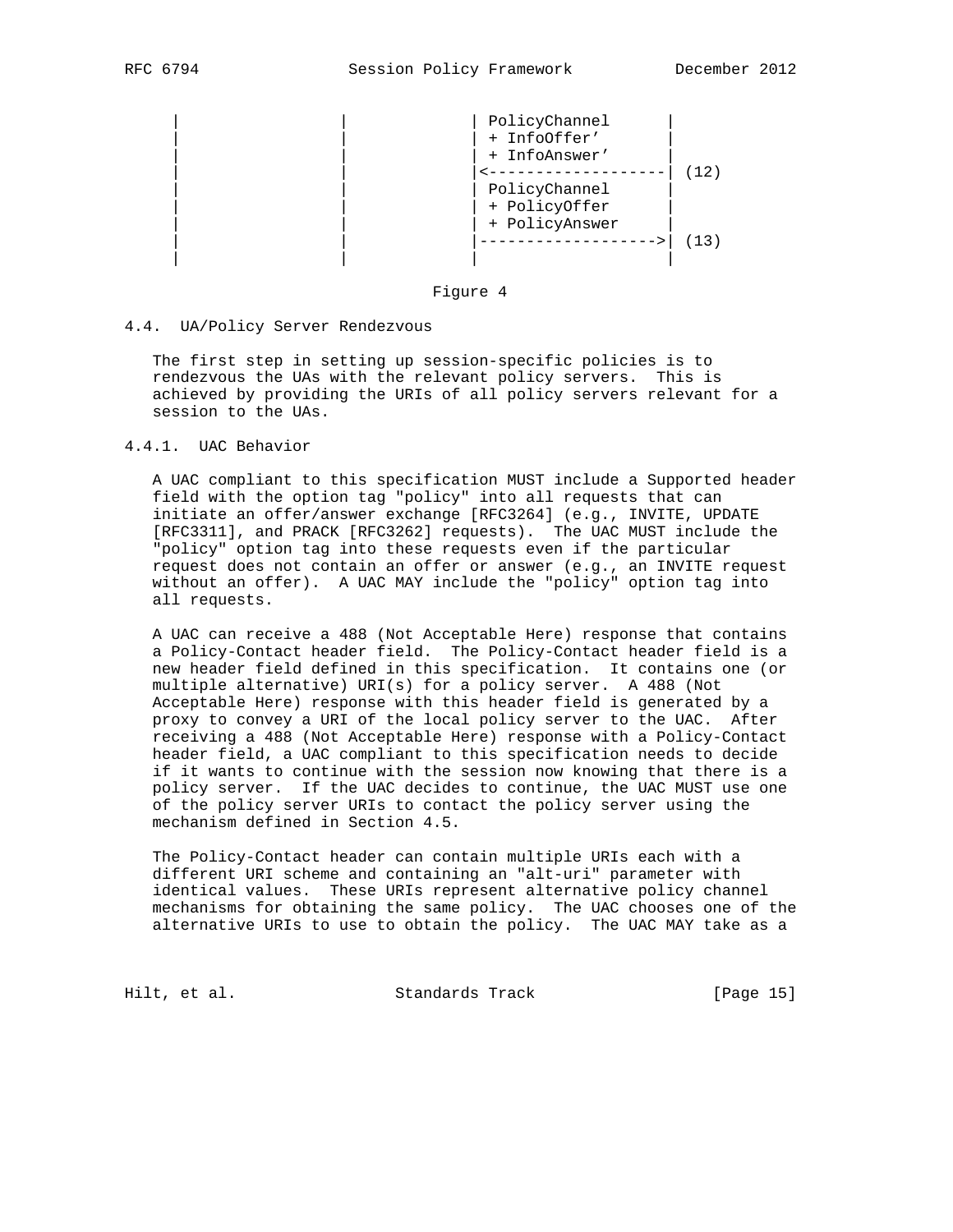```
      |                |              | PolicyChannel      |
      |                |              | + InfoOffer'       |
      |                |              | + InfoAnswer'      |
      |                |              |<-------------------| (12)
      |                |              | PolicyChannel      |
      |                |              | + PolicyOffer      |
      |                |              | + PolicyAnswer     |
      |                |              |------------------->| (13)
      |                |              |                    |
```

Figure 4

## 4.4. UA/Policy Server Rendezvous

The first step in setting up session-specific policies is to rendezvous the UAs with the relevant policy servers. This is achieved by providing the URIs of all policy servers relevant for a session to the UAs.

### 4.4.1. UAC Behavior

A UAC compliant to this specification MUST include a Supported header field with the option tag "policy" into all requests that can initiate an offer/answer exchange [RFC3264] (e.g., INVITE, UPDATE [RFC3311], and PRACK [RFC3262] requests). The UAC MUST include the "policy" option tag into these requests even if the particular request does not contain an offer or answer (e.g., an INVITE request without an offer). A UAC MAY include the "policy" option tag into all requests.

A UAC can receive a 488 (Not Acceptable Here) response that contains a Policy-Contact header field. The Policy-Contact header field is a new header field defined in this specification. It contains one (or multiple alternative) URI(s) for a policy server. A 488 (Not Acceptable Here) response with this header field is generated by a proxy to convey a URI of the local policy server to the UAC. After receiving a 488 (Not Acceptable Here) response with a Policy-Contact header field, a UAC compliant to this specification needs to decide if it wants to continue with the session now knowing that there is a policy server. If the UAC decides to continue, the UAC MUST use one of the policy server URIs to contact the policy server using the mechanism defined in Section 4.5.

The Policy-Contact header can contain multiple URIs each with a different URI scheme and containing an "alt-uri" parameter with identical values. These URIs represent alternative policy channel mechanisms for obtaining the same policy. The UAC chooses one of the alternative URIs to use to obtain the policy. The UAC MAY take as a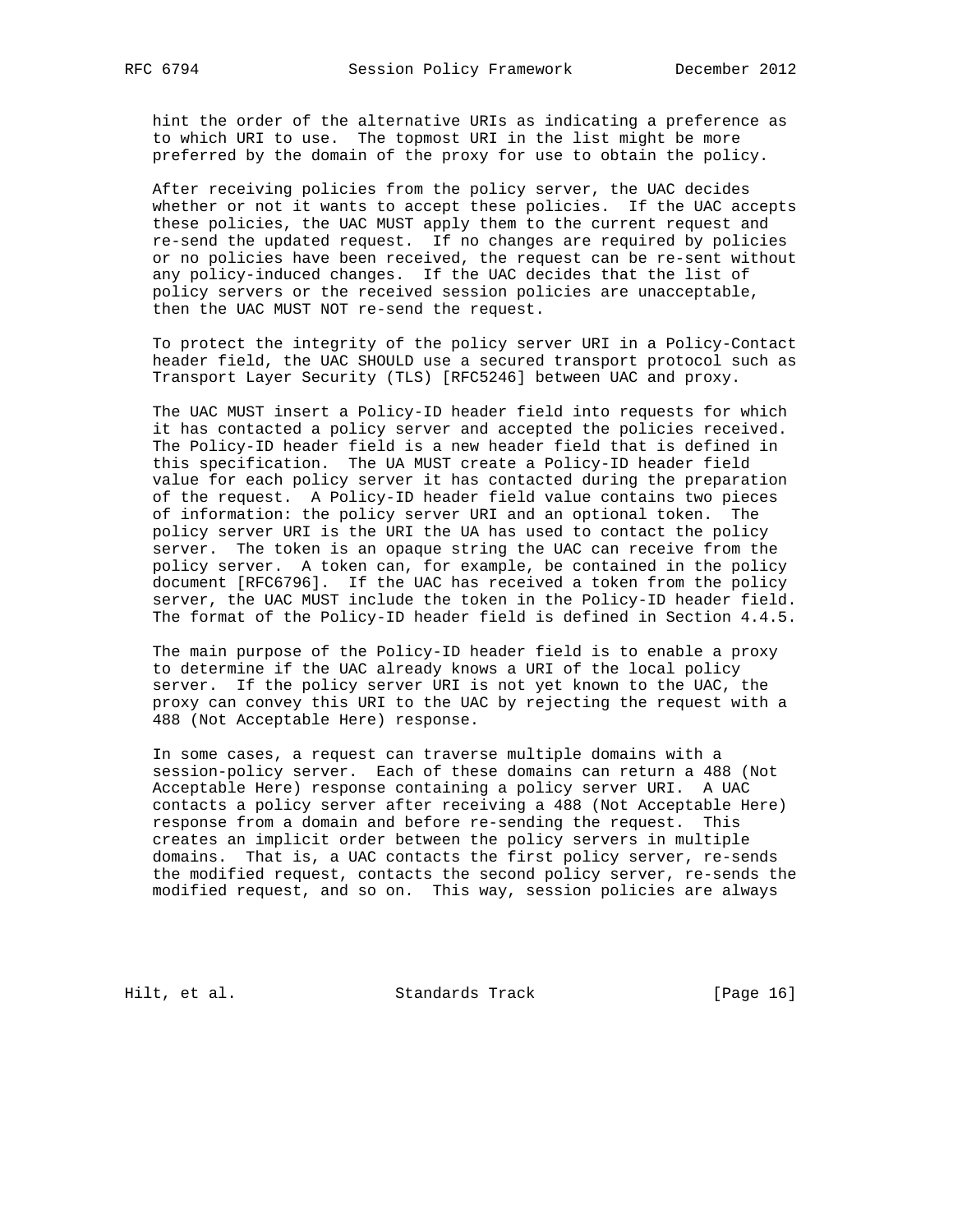hint the order of the alternative URIs as indicating a preference as to which URI to use. The topmost URI in the list might be more preferred by the domain of the proxy for use to obtain the policy.

After receiving policies from the policy server, the UAC decides whether or not it wants to accept these policies. If the UAC accepts these policies, the UAC MUST apply them to the current request and re-send the updated request. If no changes are required by policies or no policies have been received, the request can be re-sent without any policy-induced changes. If the UAC decides that the list of policy servers or the received session policies are unacceptable, then the UAC MUST NOT re-send the request.

To protect the integrity of the policy server URI in a Policy-Contact header field, the UAC SHOULD use a secured transport protocol such as Transport Layer Security (TLS) [RFC5246] between UAC and proxy.

The UAC MUST insert a Policy-ID header field into requests for which it has contacted a policy server and accepted the policies received. The Policy-ID header field is a new header field that is defined in this specification. The UA MUST create a Policy-ID header field value for each policy server it has contacted during the preparation of the request. A Policy-ID header field value contains two pieces of information: the policy server URI and an optional token. The policy server URI is the URI the UA has used to contact the policy server. The token is an opaque string the UAC can receive from the policy server. A token can, for example, be contained in the policy document [RFC6796]. If the UAC has received a token from the policy server, the UAC MUST include the token in the Policy-ID header field. The format of the Policy-ID header field is defined in Section 4.4.5.

The main purpose of the Policy-ID header field is to enable a proxy to determine if the UAC already knows a URI of the local policy server. If the policy server URI is not yet known to the UAC, the proxy can convey this URI to the UAC by rejecting the request with a 488 (Not Acceptable Here) response.

In some cases, a request can traverse multiple domains with a session-policy server. Each of these domains can return a 488 (Not Acceptable Here) response containing a policy server URI. A UAC contacts a policy server after receiving a 488 (Not Acceptable Here) response from a domain and before re-sending the request. This creates an implicit order between the policy servers in multiple domains. That is, a UAC contacts the first policy server, re-sends the modified request, contacts the second policy server, re-sends the modified request, and so on. This way, session policies are always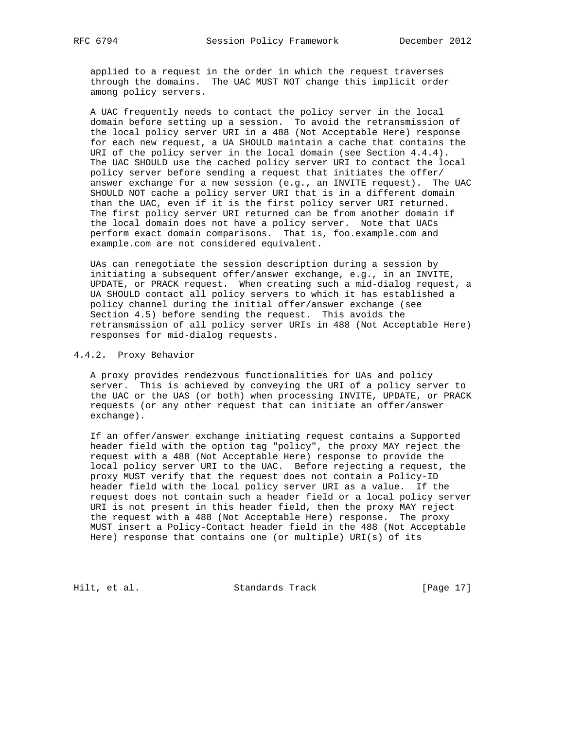applied to a request in the order in which the request traverses through the domains. The UAC MUST NOT change this implicit order among policy servers.

A UAC frequently needs to contact the policy server in the local domain before setting up a session. To avoid the retransmission of the local policy server URI in a 488 (Not Acceptable Here) response for each new request, a UA SHOULD maintain a cache that contains the URI of the policy server in the local domain (see Section 4.4.4). The UAC SHOULD use the cached policy server URI to contact the local policy server before sending a request that initiates the offer/answer exchange for a new session (e.g., an INVITE request). The UAC SHOULD NOT cache a policy server URI that is in a different domain than the UAC, even if it is the first policy server URI returned. The first policy server URI returned can be from another domain if the local domain does not have a policy server. Note that UACs perform exact domain comparisons. That is, foo.example.com and example.com are not considered equivalent.

UAs can renegotiate the session description during a session by initiating a subsequent offer/answer exchange, e.g., in an INVITE, UPDATE, or PRACK request. When creating such a mid-dialog request, a UA SHOULD contact all policy servers to which it has established a policy channel during the initial offer/answer exchange (see Section 4.5) before sending the request. This avoids the retransmission of all policy server URIs in 488 (Not Acceptable Here) responses for mid-dialog requests.

### 4.4.2. Proxy Behavior

A proxy provides rendezvous functionalities for UAs and policy server. This is achieved by conveying the URI of a policy server to the UAC or the UAS (or both) when processing INVITE, UPDATE, or PRACK requests (or any other request that can initiate an offer/answer exchange).

If an offer/answer exchange initiating request contains a Supported header field with the option tag "policy", the proxy MAY reject the request with a 488 (Not Acceptable Here) response to provide the local policy server URI to the UAC. Before rejecting a request, the proxy MUST verify that the request does not contain a Policy-ID header field with the local policy server URI as a value. If the request does not contain such a header field or a local policy server URI is not present in this header field, then the proxy MAY reject the request with a 488 (Not Acceptable Here) response. The proxy MUST insert a Policy-Contact header field in the 488 (Not Acceptable Here) response that contains one (or multiple) URI(s) of its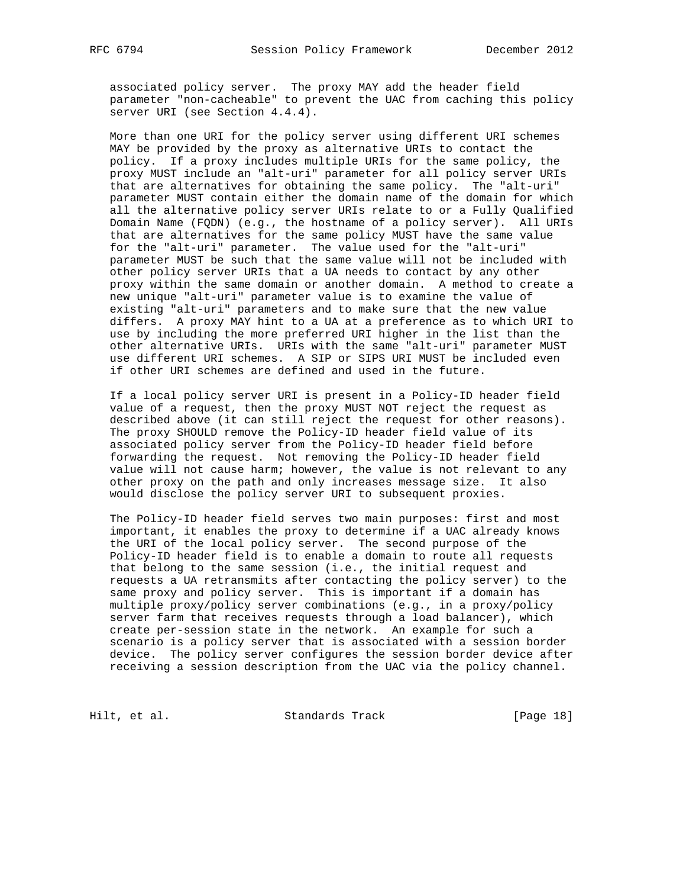associated policy server. The proxy MAY add the header field parameter "non-cacheable" to prevent the UAC from caching this policy server URI (see Section 4.4.4).

More than one URI for the policy server using different URI schemes MAY be provided by the proxy as alternative URIs to contact the policy. If a proxy includes multiple URIs for the same policy, the proxy MUST include an "alt-uri" parameter for all policy server URIs that are alternatives for obtaining the same policy. The "alt-uri" parameter MUST contain either the domain name of the domain for which all the alternative policy server URIs relate to or a Fully Qualified Domain Name (FQDN) (e.g., the hostname of a policy server). All URIs that are alternatives for the same policy MUST have the same value for the "alt-uri" parameter. The value used for the "alt-uri" parameter MUST be such that the same value will not be included with other policy server URIs that a UA needs to contact by any other proxy within the same domain or another domain. A method to create a new unique "alt-uri" parameter value is to examine the value of existing "alt-uri" parameters and to make sure that the new value differs. A proxy MAY hint to a UA at a preference as to which URI to use by including the more preferred URI higher in the list than the other alternative URIs. URIs with the same "alt-uri" parameter MUST use different URI schemes. A SIP or SIPS URI MUST be included even if other URI schemes are defined and used in the future.

If a local policy server URI is present in a Policy-ID header field value of a request, then the proxy MUST NOT reject the request as described above (it can still reject the request for other reasons). The proxy SHOULD remove the Policy-ID header field value of its associated policy server from the Policy-ID header field before forwarding the request. Not removing the Policy-ID header field value will not cause harm; however, the value is not relevant to any other proxy on the path and only increases message size. It also would disclose the policy server URI to subsequent proxies.

The Policy-ID header field serves two main purposes: first and most important, it enables the proxy to determine if a UAC already knows the URI of the local policy server. The second purpose of the Policy-ID header field is to enable a domain to route all requests that belong to the same session (i.e., the initial request and requests a UA retransmits after contacting the policy server) to the same proxy and policy server. This is important if a domain has multiple proxy/policy server combinations (e.g., in a proxy/policy server farm that receives requests through a load balancer), which create per-session state in the network. An example for such a scenario is a policy server that is associated with a session border device. The policy server configures the session border device after receiving a session description from the UAC via the policy channel.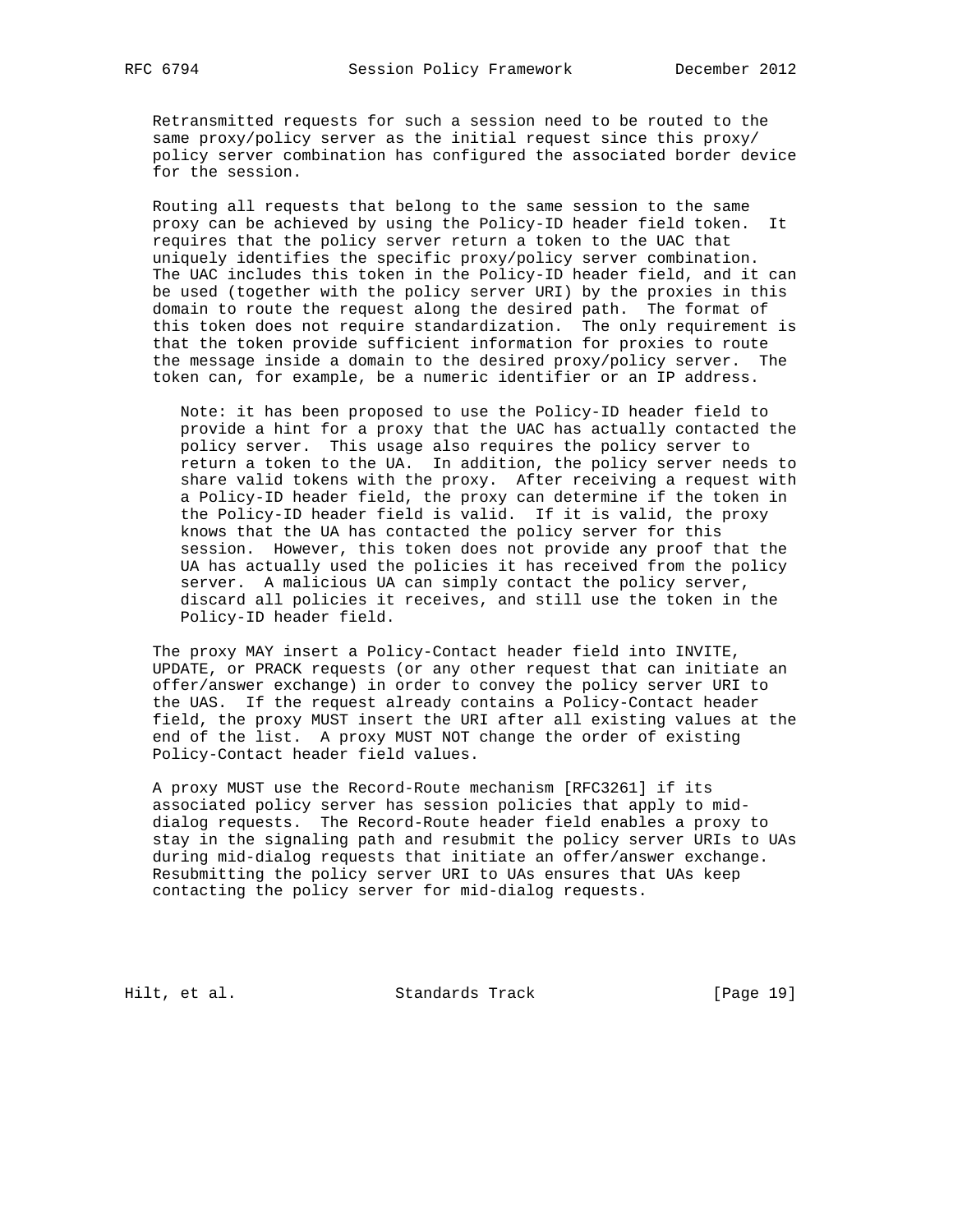Retransmitted requests for such a session need to be routed to the same proxy/policy server as the initial request since this proxy/policy server combination has configured the associated border device for the session.

Routing all requests that belong to the same session to the same proxy can be achieved by using the Policy-ID header field token. It requires that the policy server return a token to the UAC that uniquely identifies the specific proxy/policy server combination. The UAC includes this token in the Policy-ID header field, and it can be used (together with the policy server URI) by the proxies in this domain to route the request along the desired path. The format of this token does not require standardization. The only requirement is that the token provide sufficient information for proxies to route the message inside a domain to the desired proxy/policy server. The token can, for example, be a numeric identifier or an IP address.

> Note: it has been proposed to use the Policy-ID header field to provide a hint for a proxy that the UAC has actually contacted the policy server. This usage also requires the policy server to return a token to the UA. In addition, the policy server needs to share valid tokens with the proxy. After receiving a request with a Policy-ID header field, the proxy can determine if the token in the Policy-ID header field is valid. If it is valid, the proxy knows that the UA has contacted the policy server for this session. However, this token does not provide any proof that the UA has actually used the policies it has received from the policy server. A malicious UA can simply contact the policy server, discard all policies it receives, and still use the token in the Policy-ID header field.

The proxy MAY insert a Policy-Contact header field into INVITE, UPDATE, or PRACK requests (or any other request that can initiate an offer/answer exchange) in order to convey the policy server URI to the UAS. If the request already contains a Policy-Contact header field, the proxy MUST insert the URI after all existing values at the end of the list. A proxy MUST NOT change the order of existing Policy-Contact header field values.

A proxy MUST use the Record-Route mechanism [RFC3261] if its associated policy server has session policies that apply to mid-dialog requests. The Record-Route header field enables a proxy to stay in the signaling path and resubmit the policy server URIs to UAs during mid-dialog requests that initiate an offer/answer exchange. Resubmitting the policy server URI to UAs ensures that UAs keep contacting the policy server for mid-dialog requests.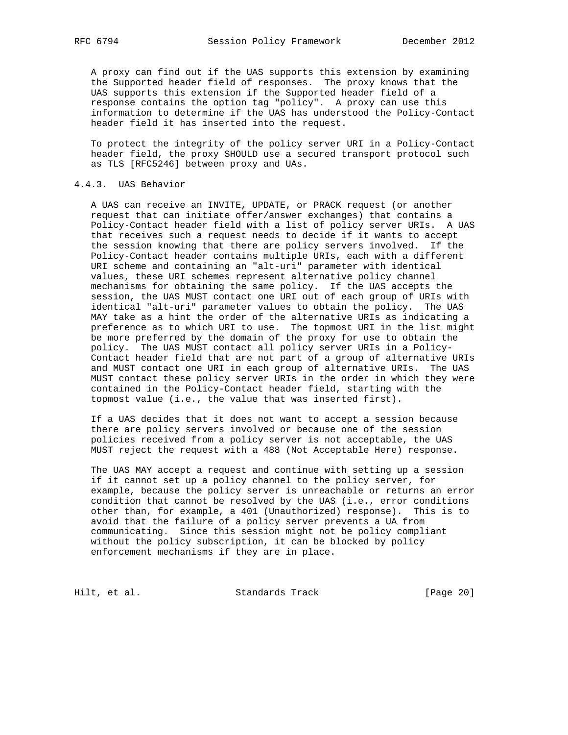A proxy can find out if the UAS supports this extension by examining the Supported header field of responses. The proxy knows that the UAS supports this extension if the Supported header field of a response contains the option tag "policy". A proxy can use this information to determine if the UAS has understood the Policy-Contact header field it has inserted into the request.

To protect the integrity of the policy server URI in a Policy-Contact header field, the proxy SHOULD use a secured transport protocol such as TLS [RFC5246] between proxy and UAs.

### 4.4.3. UAS Behavior

A UAS can receive an INVITE, UPDATE, or PRACK request (or another request that can initiate offer/answer exchanges) that contains a Policy-Contact header field with a list of policy server URIs. A UAS that receives such a request needs to decide if it wants to accept the session knowing that there are policy servers involved. If the Policy-Contact header contains multiple URIs, each with a different URI scheme and containing an "alt-uri" parameter with identical values, these URI schemes represent alternative policy channel mechanisms for obtaining the same policy. If the UAS accepts the session, the UAS MUST contact one URI out of each group of URIs with identical "alt-uri" parameter values to obtain the policy. The UAS MAY take as a hint the order of the alternative URIs as indicating a preference as to which URI to use. The topmost URI in the list might be more preferred by the domain of the proxy for use to obtain the policy. The UAS MUST contact all policy server URIs in a Policy-Contact header field that are not part of a group of alternative URIs and MUST contact one URI in each group of alternative URIs. The UAS MUST contact these policy server URIs in the order in which they were contained in the Policy-Contact header field, starting with the topmost value (i.e., the value that was inserted first).

If a UAS decides that it does not want to accept a session because there are policy servers involved or because one of the session policies received from a policy server is not acceptable, the UAS MUST reject the request with a 488 (Not Acceptable Here) response.

The UAS MAY accept a request and continue with setting up a session if it cannot set up a policy channel to the policy server, for example, because the policy server is unreachable or returns an error condition that cannot be resolved by the UAS (i.e., error conditions other than, for example, a 401 (Unauthorized) response). This is to avoid that the failure of a policy server prevents a UA from communicating. Since this session might not be policy compliant without the policy subscription, it can be blocked by policy enforcement mechanisms if they are in place.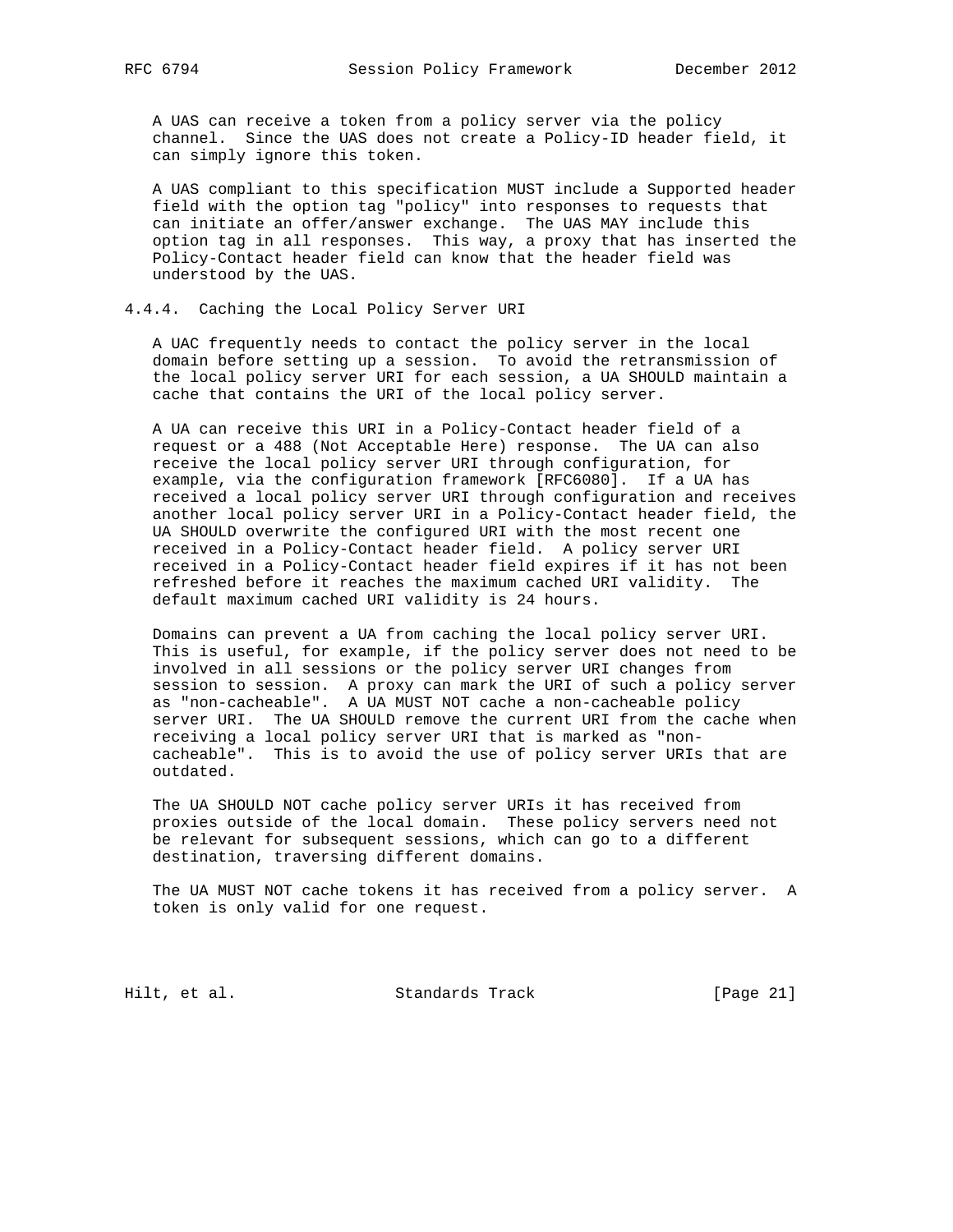A UAS can receive a token from a policy server via the policy channel. Since the UAS does not create a Policy-ID header field, it can simply ignore this token.

A UAS compliant to this specification MUST include a Supported header field with the option tag "policy" into responses to requests that can initiate an offer/answer exchange. The UAS MAY include this option tag in all responses. This way, a proxy that has inserted the Policy-Contact header field can know that the header field was understood by the UAS.

#### 4.4.4. Caching the Local Policy Server URI

A UAC frequently needs to contact the policy server in the local domain before setting up a session. To avoid the retransmission of the local policy server URI for each session, a UA SHOULD maintain a cache that contains the URI of the local policy server.

A UA can receive this URI in a Policy-Contact header field of a request or a 488 (Not Acceptable Here) response. The UA can also receive the local policy server URI through configuration, for example, via the configuration framework [RFC6080]. If a UA has received a local policy server URI through configuration and receives another local policy server URI in a Policy-Contact header field, the UA SHOULD overwrite the configured URI with the most recent one received in a Policy-Contact header field. A policy server URI received in a Policy-Contact header field expires if it has not been refreshed before it reaches the maximum cached URI validity. The default maximum cached URI validity is 24 hours.

Domains can prevent a UA from caching the local policy server URI. This is useful, for example, if the policy server does not need to be involved in all sessions or the policy server URI changes from session to session. A proxy can mark the URI of such a policy server as "non-cacheable". A UA MUST NOT cache a non-cacheable policy server URI. The UA SHOULD remove the current URI from the cache when receiving a local policy server URI that is marked as "non-cacheable". This is to avoid the use of policy server URIs that are outdated.

The UA SHOULD NOT cache policy server URIs it has received from proxies outside of the local domain. These policy servers need not be relevant for subsequent sessions, which can go to a different destination, traversing different domains.

The UA MUST NOT cache tokens it has received from a policy server. A token is only valid for one request.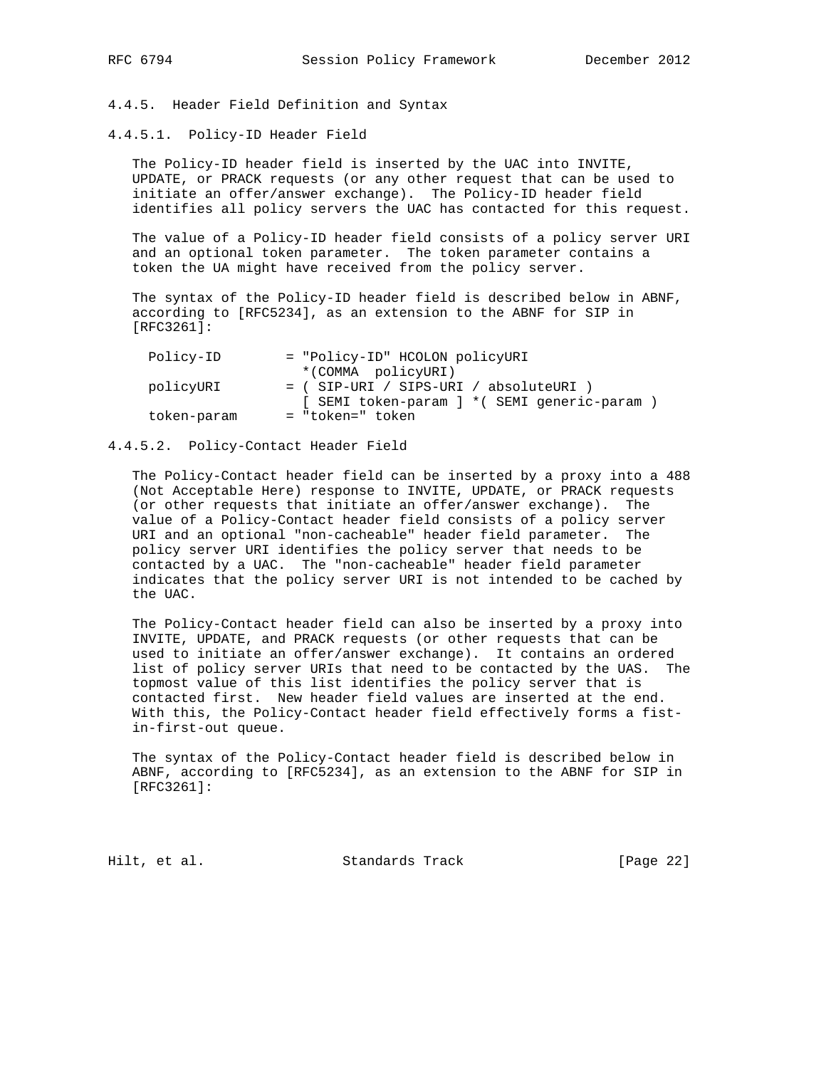#### 4.4.5. Header Field Definition and Syntax

##### 4.4.5.1. Policy-ID Header Field

The Policy-ID header field is inserted by the UAC into INVITE, UPDATE, or PRACK requests (or any other request that can be used to initiate an offer/answer exchange). The Policy-ID header field identifies all policy servers the UAC has contacted for this request.

The value of a Policy-ID header field consists of a policy server URI and an optional token parameter. The token parameter contains a token the UA might have received from the policy server.

The syntax of the Policy-ID header field is described below in ABNF, according to [RFC5234], as an extension to the ABNF for SIP in [RFC3261]:

```
Policy-ID        = "Policy-ID" HCOLON policyURI
                   *(COMMA  policyURI)
policyURI        = ( SIP-URI / SIPS-URI / absoluteURI )
                   [ SEMI token-param ] *( SEMI generic-param )
token-param      = "token=" token
```

##### 4.4.5.2. Policy-Contact Header Field

The Policy-Contact header field can be inserted by a proxy into a 488 (Not Acceptable Here) response to INVITE, UPDATE, or PRACK requests (or other requests that initiate an offer/answer exchange). The value of a Policy-Contact header field consists of a policy server URI and an optional "non-cacheable" header field parameter. The policy server URI identifies the policy server that needs to be contacted by a UAC. The "non-cacheable" header field parameter indicates that the policy server URI is not intended to be cached by the UAC.

The Policy-Contact header field can also be inserted by a proxy into INVITE, UPDATE, and PRACK requests (or other requests that can be used to initiate an offer/answer exchange). It contains an ordered list of policy server URIs that need to be contacted by the UAS. The topmost value of this list identifies the policy server that is contacted first. New header field values are inserted at the end. With this, the Policy-Contact header field effectively forms a fist-in-first-out queue.

The syntax of the Policy-Contact header field is described below in ABNF, according to [RFC5234], as an extension to the ABNF for SIP in [RFC3261]: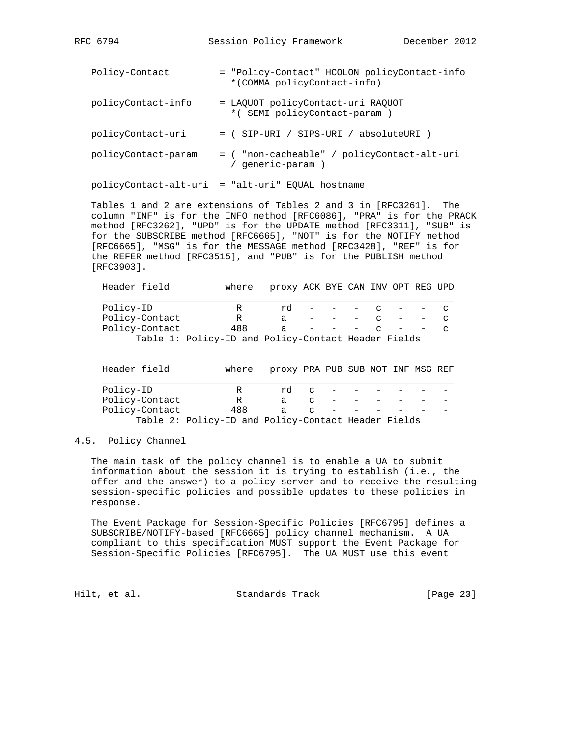```
Policy-Contact         = "Policy-Contact" HCOLON policyContact-info
                           *(COMMA policyContact-info)

policyContact-info     = LAQUOT policyContact-uri RAQUOT
                           *( SEMI policyContact-param )

policyContact-uri      = ( SIP-URI / SIPS-URI / absoluteURI )

policyContact-param    = ( "non-cacheable" / policyContact-alt-uri
                           / generic-param )

policyContact-alt-uri  = "alt-uri" EQUAL hostname
```

Tables 1 and 2 are extensions of Tables 2 and 3 in [RFC3261]. The column "INF" is for the INFO method [RFC6086], "PRA" is for the PRACK method [RFC3262], "UPD" is for the UPDATE method [RFC3311], "SUB" is for the SUBSCRIBE method [RFC6665], "NOT" is for the NOTIFY method [RFC6665], "MSG" is for the MESSAGE method [RFC3428], "REF" is for the REFER method [RFC3515], and "PUB" is for the PUBLISH method [RFC3903].

| Header field | where | proxy | ACK | BYE | CAN | INV | OPT | REG | UPD |
|---|---|---|---|---|---|---|---|---|---|
| Policy-ID | R | rd | - | - | - | c | - | - | c |
| Policy-Contact | R | a | - | - | - | c | - | - | c |
| Policy-Contact | 488 | a | - | - | - | c | - | - | c |

Table 1: Policy-ID and Policy-Contact Header Fields

| Header field | where | proxy | PRA | PUB | SUB | NOT | INF | MSG | REF |
|---|---|---|---|---|---|---|---|---|---|
| Policy-ID | R | rd | c | - | - | - | - | - | - |
| Policy-Contact | R | a | c | - | - | - | - | - | - |
| Policy-Contact | 488 | a | c | - | - | - | - | - | - |

Table 2: Policy-ID and Policy-Contact Header Fields

## 4.5. Policy Channel

The main task of the policy channel is to enable a UA to submit information about the session it is trying to establish (i.e., the offer and the answer) to a policy server and to receive the resulting session-specific policies and possible updates to these policies in response.

The Event Package for Session-Specific Policies [RFC6795] defines a SUBSCRIBE/NOTIFY-based [RFC6665] policy channel mechanism. A UA compliant to this specification MUST support the Event Package for Session-Specific Policies [RFC6795]. The UA MUST use this event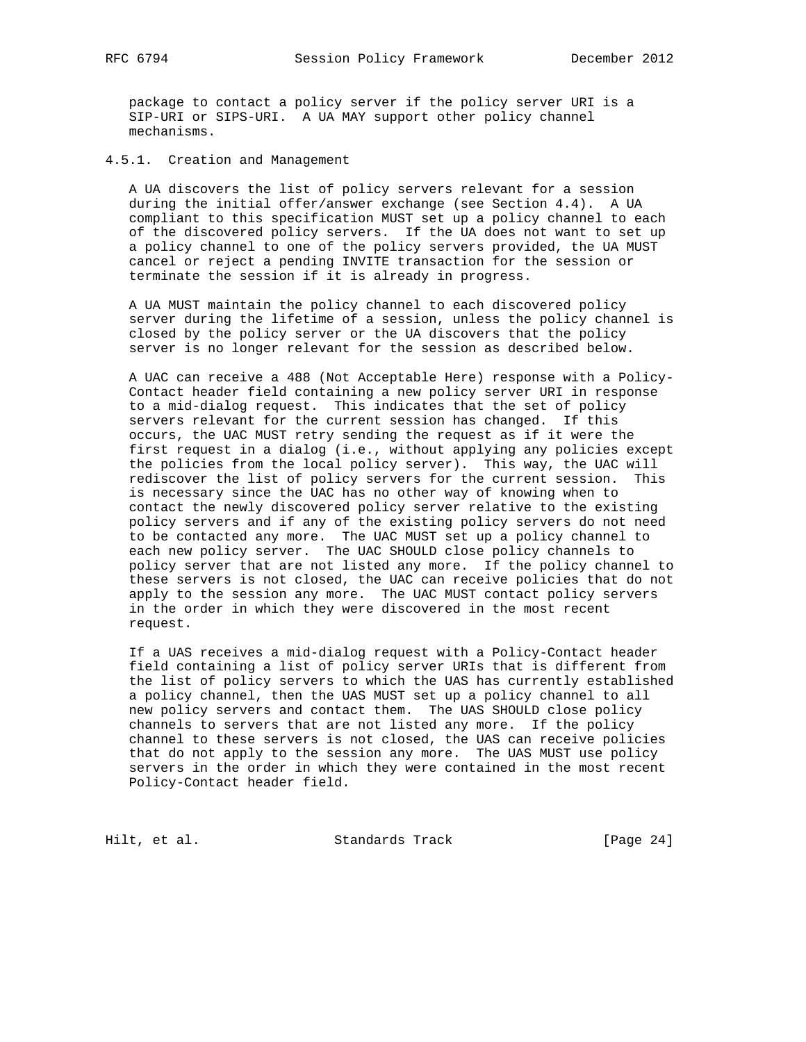package to contact a policy server if the policy server URI is a SIP-URI or SIPS-URI. A UA MAY support other policy channel mechanisms.

### 4.5.1. Creation and Management

A UA discovers the list of policy servers relevant for a session during the initial offer/answer exchange (see Section 4.4). A UA compliant to this specification MUST set up a policy channel to each of the discovered policy servers. If the UA does not want to set up a policy channel to one of the policy servers provided, the UA MUST cancel or reject a pending INVITE transaction for the session or terminate the session if it is already in progress.

A UA MUST maintain the policy channel to each discovered policy server during the lifetime of a session, unless the policy channel is closed by the policy server or the UA discovers that the policy server is no longer relevant for the session as described below.

A UAC can receive a 488 (Not Acceptable Here) response with a Policy-Contact header field containing a new policy server URI in response to a mid-dialog request. This indicates that the set of policy servers relevant for the current session has changed. If this occurs, the UAC MUST retry sending the request as if it were the first request in a dialog (i.e., without applying any policies except the policies from the local policy server). This way, the UAC will rediscover the list of policy servers for the current session. This is necessary since the UAC has no other way of knowing when to contact the newly discovered policy server relative to the existing policy servers and if any of the existing policy servers do not need to be contacted any more. The UAC MUST set up a policy channel to each new policy server. The UAC SHOULD close policy channels to policy server that are not listed any more. If the policy channel to these servers is not closed, the UAC can receive policies that do not apply to the session any more. The UAC MUST contact policy servers in the order in which they were discovered in the most recent request.

If a UAS receives a mid-dialog request with a Policy-Contact header field containing a list of policy server URIs that is different from the list of policy servers to which the UAS has currently established a policy channel, then the UAS MUST set up a policy channel to all new policy servers and contact them. The UAS SHOULD close policy channels to servers that are not listed any more. If the policy channel to these servers is not closed, the UAS can receive policies that do not apply to the session any more. The UAS MUST use policy servers in the order in which they were contained in the most recent Policy-Contact header field.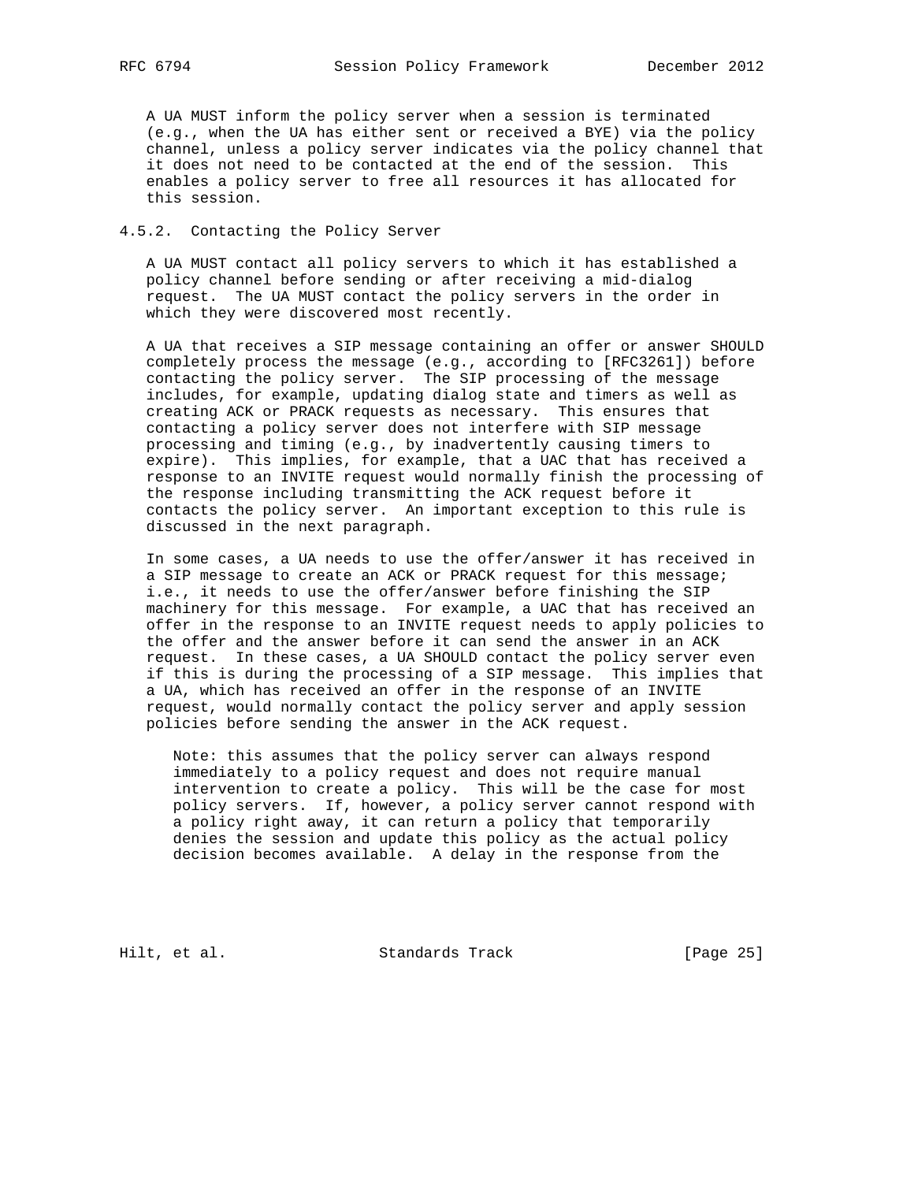A UA MUST inform the policy server when a session is terminated (e.g., when the UA has either sent or received a BYE) via the policy channel, unless a policy server indicates via the policy channel that it does not need to be contacted at the end of the session. This enables a policy server to free all resources it has allocated for this session.

#### 4.5.2. Contacting the Policy Server

A UA MUST contact all policy servers to which it has established a policy channel before sending or after receiving a mid-dialog request. The UA MUST contact the policy servers in the order in which they were discovered most recently.

A UA that receives a SIP message containing an offer or answer SHOULD completely process the message (e.g., according to [RFC3261]) before contacting the policy server. The SIP processing of the message includes, for example, updating dialog state and timers as well as creating ACK or PRACK requests as necessary. This ensures that contacting a policy server does not interfere with SIP message processing and timing (e.g., by inadvertently causing timers to expire). This implies, for example, that a UAC that has received a response to an INVITE request would normally finish the processing of the response including transmitting the ACK request before it contacts the policy server. An important exception to this rule is discussed in the next paragraph.

In some cases, a UA needs to use the offer/answer it has received in a SIP message to create an ACK or PRACK request for this message; i.e., it needs to use the offer/answer before finishing the SIP machinery for this message. For example, a UAC that has received an offer in the response to an INVITE request needs to apply policies to the offer and the answer before it can send the answer in an ACK request. In these cases, a UA SHOULD contact the policy server even if this is during the processing of a SIP message. This implies that a UA, which has received an offer in the response of an INVITE request, would normally contact the policy server and apply session policies before sending the answer in the ACK request.

> Note: this assumes that the policy server can always respond immediately to a policy request and does not require manual intervention to create a policy. This will be the case for most policy servers. If, however, a policy server cannot respond with a policy right away, it can return a policy that temporarily denies the session and update this policy as the actual policy decision becomes available. A delay in the response from the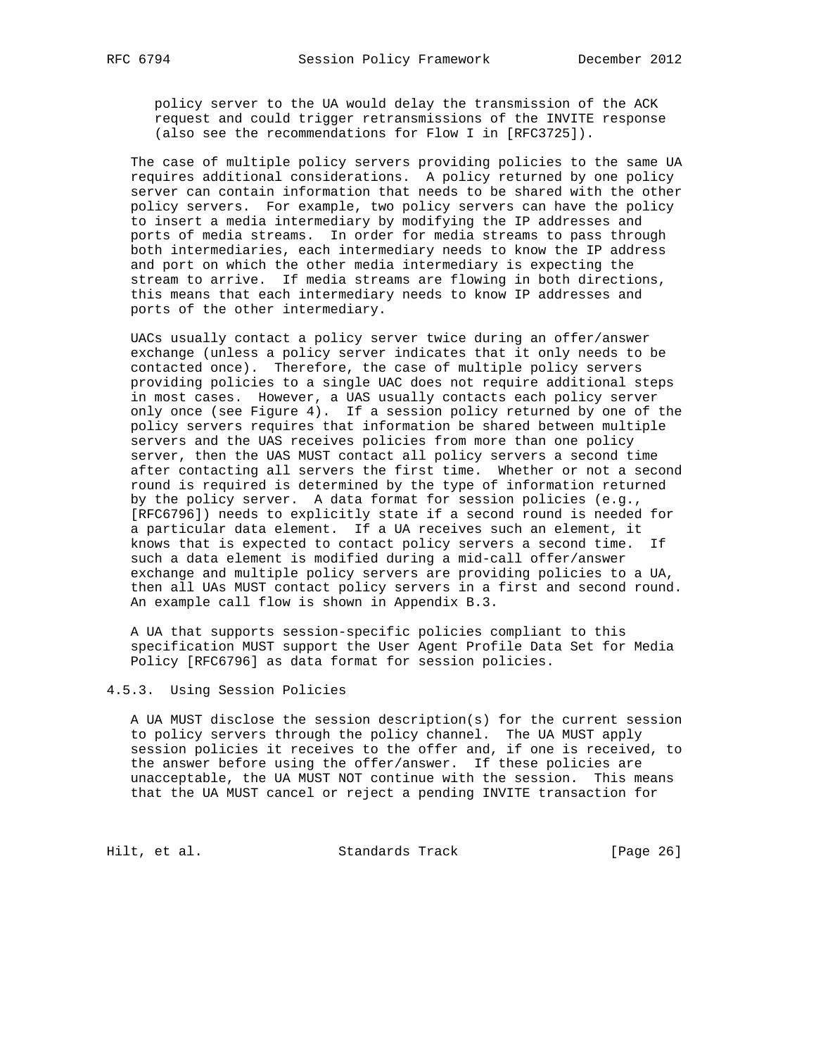policy server to the UA would delay the transmission of the ACK request and could trigger retransmissions of the INVITE response (also see the recommendations for Flow I in [RFC3725]).

The case of multiple policy servers providing policies to the same UA requires additional considerations. A policy returned by one policy server can contain information that needs to be shared with the other policy servers. For example, two policy servers can have the policy to insert a media intermediary by modifying the IP addresses and ports of media streams. In order for media streams to pass through both intermediaries, each intermediary needs to know the IP address and port on which the other media intermediary is expecting the stream to arrive. If media streams are flowing in both directions, this means that each intermediary needs to know IP addresses and ports of the other intermediary.

UACs usually contact a policy server twice during an offer/answer exchange (unless a policy server indicates that it only needs to be contacted once). Therefore, the case of multiple policy servers providing policies to a single UAC does not require additional steps in most cases. However, a UAS usually contacts each policy server only once (see Figure 4). If a session policy returned by one of the policy servers requires that information be shared between multiple servers and the UAS receives policies from more than one policy server, then the UAS MUST contact all policy servers a second time after contacting all servers the first time. Whether or not a second round is required is determined by the type of information returned by the policy server. A data format for session policies (e.g., [RFC6796]) needs to explicitly state if a second round is needed for a particular data element. If a UA receives such an element, it knows that is expected to contact policy servers a second time. If such a data element is modified during a mid-call offer/answer exchange and multiple policy servers are providing policies to a UA, then all UAs MUST contact policy servers in a first and second round. An example call flow is shown in Appendix B.3.

A UA that supports session-specific policies compliant to this specification MUST support the User Agent Profile Data Set for Media Policy [RFC6796] as data format for session policies.

### 4.5.3. Using Session Policies

A UA MUST disclose the session description(s) for the current session to policy servers through the policy channel. The UA MUST apply session policies it receives to the offer and, if one is received, to the answer before using the offer/answer. If these policies are unacceptable, the UA MUST NOT continue with the session. This means that the UA MUST cancel or reject a pending INVITE transaction for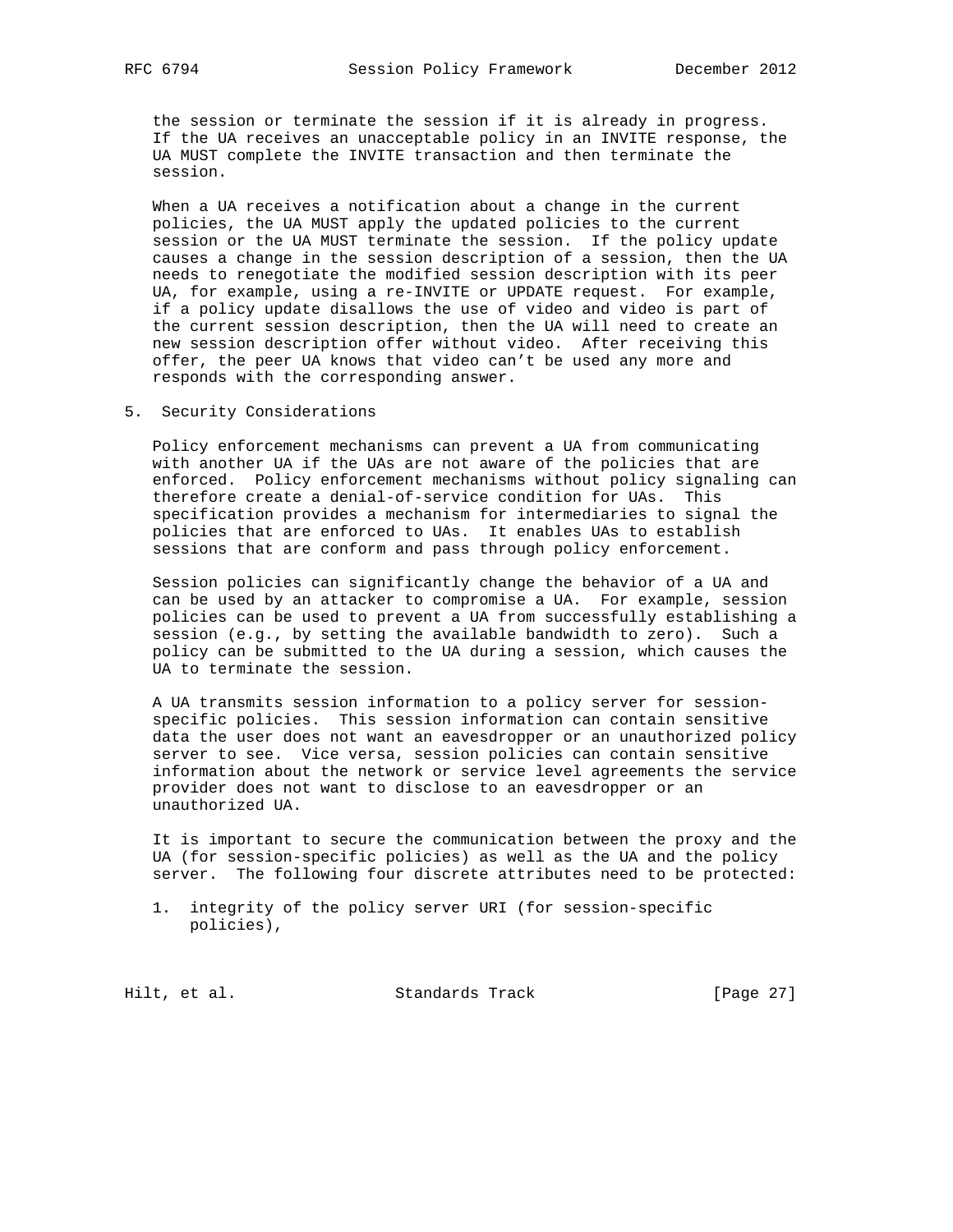the session or terminate the session if it is already in progress. If the UA receives an unacceptable policy in an INVITE response, the UA MUST complete the INVITE transaction and then terminate the session.

When a UA receives a notification about a change in the current policies, the UA MUST apply the updated policies to the current session or the UA MUST terminate the session. If the policy update causes a change in the session description of a session, then the UA needs to renegotiate the modified session description with its peer UA, for example, using a re-INVITE or UPDATE request. For example, if a policy update disallows the use of video and video is part of the current session description, then the UA will need to create an new session description offer without video. After receiving this offer, the peer UA knows that video can’t be used any more and responds with the corresponding answer.

## 5. Security Considerations

Policy enforcement mechanisms can prevent a UA from communicating with another UA if the UAs are not aware of the policies that are enforced. Policy enforcement mechanisms without policy signaling can therefore create a denial-of-service condition for UAs. This specification provides a mechanism for intermediaries to signal the policies that are enforced to UAs. It enables UAs to establish sessions that are conform and pass through policy enforcement.

Session policies can significantly change the behavior of a UA and can be used by an attacker to compromise a UA. For example, session policies can be used to prevent a UA from successfully establishing a session (e.g., by setting the available bandwidth to zero). Such a policy can be submitted to the UA during a session, which causes the UA to terminate the session.

A UA transmits session information to a policy server for session-specific policies. This session information can contain sensitive data the user does not want an eavesdropper or an unauthorized policy server to see. Vice versa, session policies can contain sensitive information about the network or service level agreements the service provider does not want to disclose to an eavesdropper or an unauthorized UA.

It is important to secure the communication between the proxy and the UA (for session-specific policies) as well as the UA and the policy server. The following four discrete attributes need to be protected:

1. integrity of the policy server URI (for session-specific policies),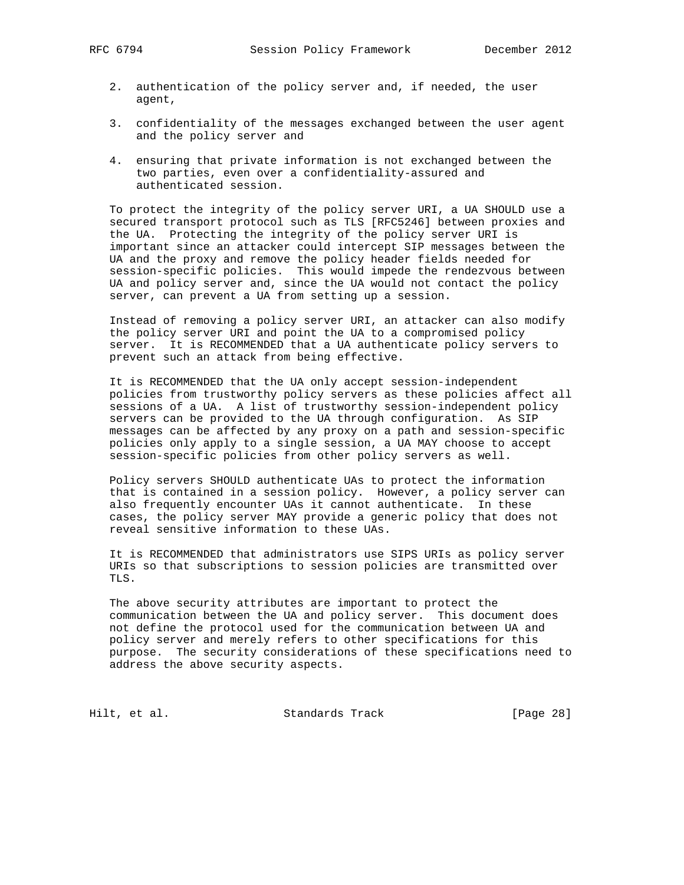2. authentication of the policy server and, if needed, the user agent,

3. confidentiality of the messages exchanged between the user agent and the policy server and

4. ensuring that private information is not exchanged between the two parties, even over a confidentiality-assured and authenticated session.

To protect the integrity of the policy server URI, a UA SHOULD use a secured transport protocol such as TLS [RFC5246] between proxies and the UA. Protecting the integrity of the policy server URI is important since an attacker could intercept SIP messages between the UA and the proxy and remove the policy header fields needed for session-specific policies. This would impede the rendezvous between UA and policy server and, since the UA would not contact the policy server, can prevent a UA from setting up a session.

Instead of removing a policy server URI, an attacker can also modify the policy server URI and point the UA to a compromised policy server. It is RECOMMENDED that a UA authenticate policy servers to prevent such an attack from being effective.

It is RECOMMENDED that the UA only accept session-independent policies from trustworthy policy servers as these policies affect all sessions of a UA. A list of trustworthy session-independent policy servers can be provided to the UA through configuration. As SIP messages can be affected by any proxy on a path and session-specific policies only apply to a single session, a UA MAY choose to accept session-specific policies from other policy servers as well.

Policy servers SHOULD authenticate UAs to protect the information that is contained in a session policy. However, a policy server can also frequently encounter UAs it cannot authenticate. In these cases, the policy server MAY provide a generic policy that does not reveal sensitive information to these UAs.

It is RECOMMENDED that administrators use SIPS URIs as policy server URIs so that subscriptions to session policies are transmitted over TLS.

The above security attributes are important to protect the communication between the UA and policy server. This document does not define the protocol used for the communication between UA and policy server and merely refers to other specifications for this purpose. The security considerations of these specifications need to address the above security aspects.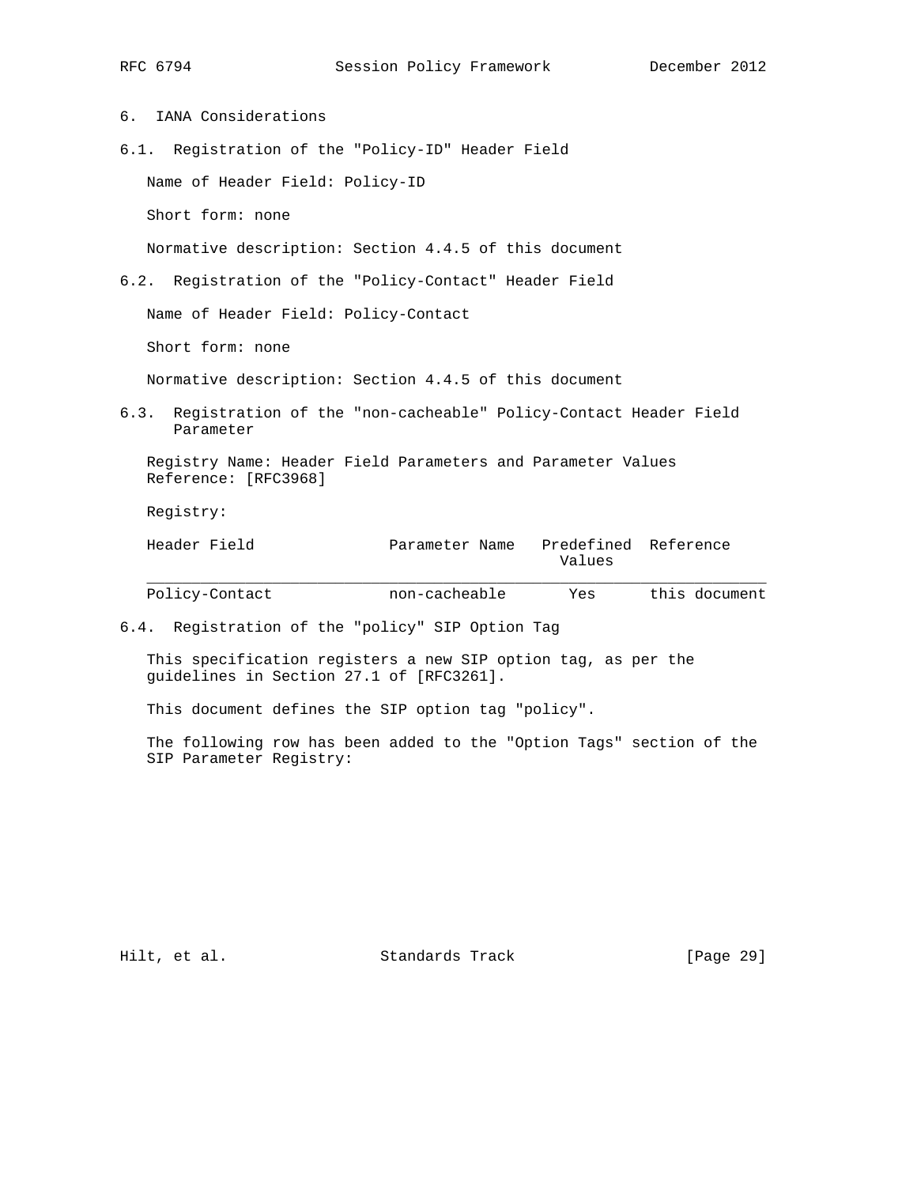## 6. IANA Considerations

### 6.1. Registration of the "Policy-ID" Header Field

Name of Header Field: Policy-ID

Short form: none

Normative description: Section 4.4.5 of this document

### 6.2. Registration of the "Policy-Contact" Header Field

Name of Header Field: Policy-Contact

Short form: none

Normative description: Section 4.4.5 of this document

### 6.3. Registration of the "non-cacheable" Policy-Contact Header Field Parameter

Registry Name: Header Field Parameters and Parameter Values
Reference: [RFC3968]

Registry:

| Header Field | Parameter Name | Predefined Values | Reference |
|---|---|---|---|
| Policy-Contact | non-cacheable | Yes | this document |

### 6.4. Registration of the "policy" SIP Option Tag

This specification registers a new SIP option tag, as per the guidelines in Section 27.1 of [RFC3261].

This document defines the SIP option tag "policy".

The following row has been added to the "Option Tags" section of the SIP Parameter Registry: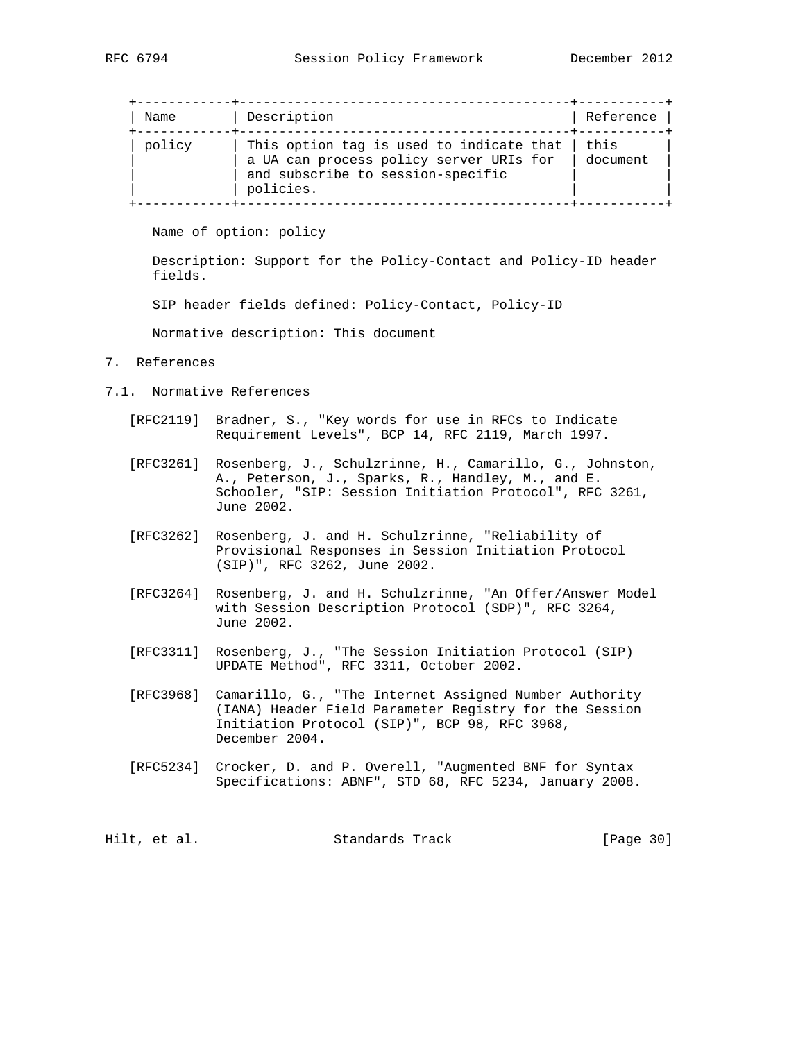| Name | Description | Reference |
|---|---|---|
| policy | This option tag is used to indicate that a UA can process policy server URIs for and subscribe to session-specific policies. | this document |

Name of option: policy

Description: Support for the Policy-Contact and Policy-ID header fields.

SIP header fields defined: Policy-Contact, Policy-ID

Normative description: This document

## 7. References

### 7.1. Normative References

[RFC2119] Bradner, S., "Key words for use in RFCs to Indicate Requirement Levels", BCP 14, RFC 2119, March 1997.

[RFC3261] Rosenberg, J., Schulzrinne, H., Camarillo, G., Johnston, A., Peterson, J., Sparks, R., Handley, M., and E. Schooler, "SIP: Session Initiation Protocol", RFC 3261, June 2002.

[RFC3262] Rosenberg, J. and H. Schulzrinne, "Reliability of Provisional Responses in Session Initiation Protocol (SIP)", RFC 3262, June 2002.

[RFC3264] Rosenberg, J. and H. Schulzrinne, "An Offer/Answer Model with Session Description Protocol (SDP)", RFC 3264, June 2002.

[RFC3311] Rosenberg, J., "The Session Initiation Protocol (SIP) UPDATE Method", RFC 3311, October 2002.

[RFC3968] Camarillo, G., "The Internet Assigned Number Authority (IANA) Header Field Parameter Registry for the Session Initiation Protocol (SIP)", BCP 98, RFC 3968, December 2004.

[RFC5234] Crocker, D. and P. Overell, "Augmented BNF for Syntax Specifications: ABNF", STD 68, RFC 5234, January 2008.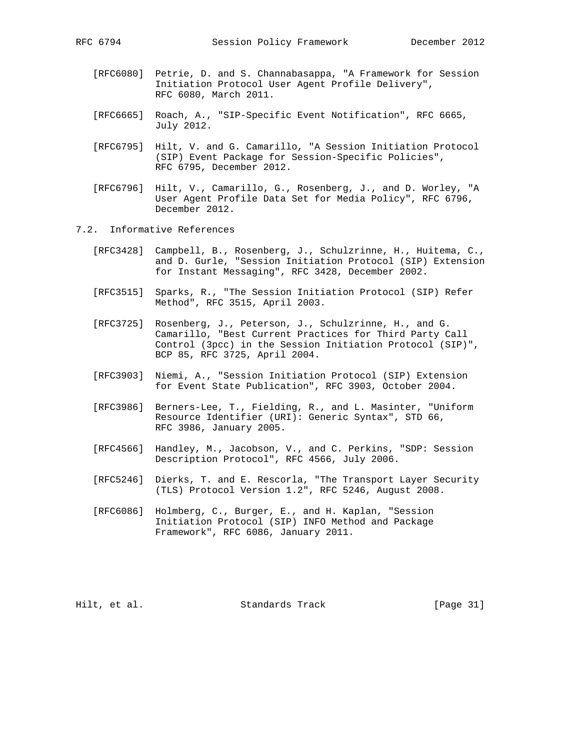[RFC6080] Petrie, D. and S. Channabasappa, "A Framework for Session Initiation Protocol User Agent Profile Delivery", RFC 6080, March 2011.

[RFC6665] Roach, A., "SIP-Specific Event Notification", RFC 6665, July 2012.

[RFC6795] Hilt, V. and G. Camarillo, "A Session Initiation Protocol (SIP) Event Package for Session-Specific Policies", RFC 6795, December 2012.

[RFC6796] Hilt, V., Camarillo, G., Rosenberg, J., and D. Worley, "A User Agent Profile Data Set for Media Policy", RFC 6796, December 2012.

## 7.2. Informative References

[RFC3428] Campbell, B., Rosenberg, J., Schulzrinne, H., Huitema, C., and D. Gurle, "Session Initiation Protocol (SIP) Extension for Instant Messaging", RFC 3428, December 2002.

[RFC3515] Sparks, R., "The Session Initiation Protocol (SIP) Refer Method", RFC 3515, April 2003.

[RFC3725] Rosenberg, J., Peterson, J., Schulzrinne, H., and G. Camarillo, "Best Current Practices for Third Party Call Control (3pcc) in the Session Initiation Protocol (SIP)", BCP 85, RFC 3725, April 2004.

[RFC3903] Niemi, A., "Session Initiation Protocol (SIP) Extension for Event State Publication", RFC 3903, October 2004.

[RFC3986] Berners-Lee, T., Fielding, R., and L. Masinter, "Uniform Resource Identifier (URI): Generic Syntax", STD 66, RFC 3986, January 2005.

[RFC4566] Handley, M., Jacobson, V., and C. Perkins, "SDP: Session Description Protocol", RFC 4566, July 2006.

[RFC5246] Dierks, T. and E. Rescorla, "The Transport Layer Security (TLS) Protocol Version 1.2", RFC 5246, August 2008.

[RFC6086] Holmberg, C., Burger, E., and H. Kaplan, "Session Initiation Protocol (SIP) INFO Method and Package Framework", RFC 6086, January 2011.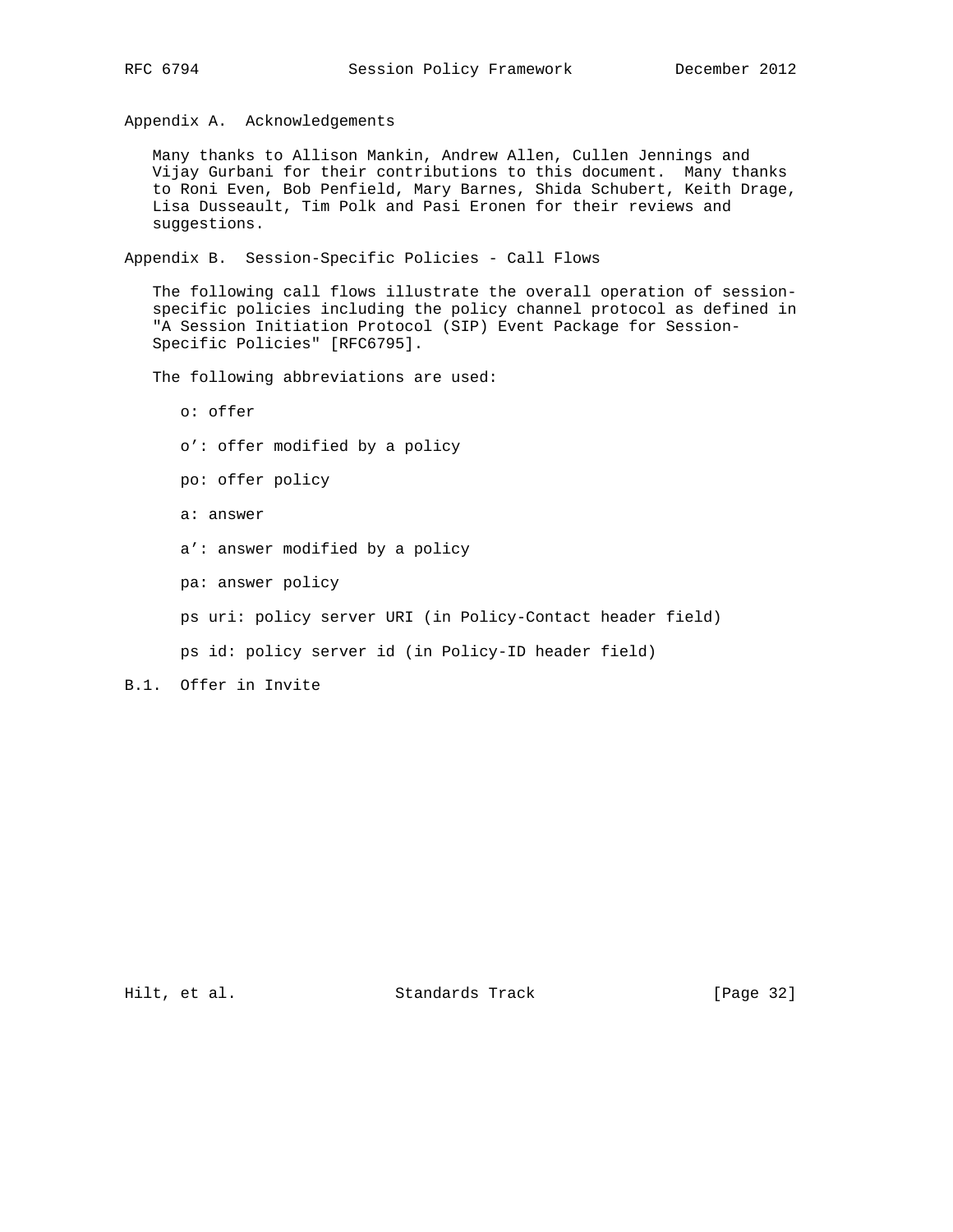## Appendix A. Acknowledgements

Many thanks to Allison Mankin, Andrew Allen, Cullen Jennings and Vijay Gurbani for their contributions to this document. Many thanks to Roni Even, Bob Penfield, Mary Barnes, Shida Schubert, Keith Drage, Lisa Dusseault, Tim Polk and Pasi Eronen for their reviews and suggestions.

## Appendix B. Session-Specific Policies - Call Flows

The following call flows illustrate the overall operation of session-specific policies including the policy channel protocol as defined in "A Session Initiation Protocol (SIP) Event Package for Session-Specific Policies" [RFC6795].

The following abbreviations are used:

o: offer

o’: offer modified by a policy

po: offer policy

a: answer

a’: answer modified by a policy

pa: answer policy

ps uri: policy server URI (in Policy-Contact header field)

ps id: policy server id (in Policy-ID header field)

### B.1. Offer in Invite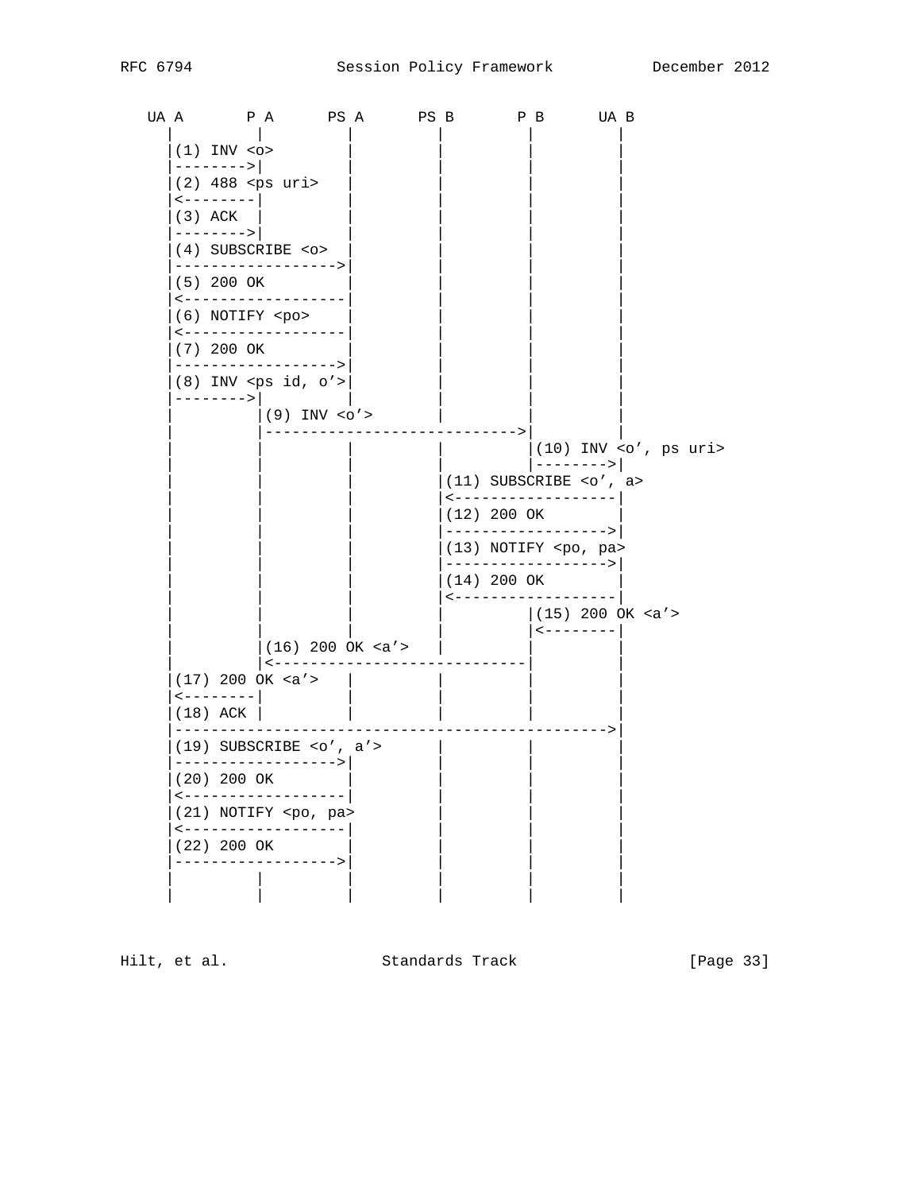```
   UA A       P A      PS A      PS B       P B      UA B
     |         |         |         |         |         |
     |(1) INV <o>        |         |         |         |
     |-------->|         |         |         |         |
     |(2) 488 <ps uri>   |         |         |         |
     |<--------|         |         |         |         |
     |(3) ACK  |         |         |         |         |
     |-------->|         |         |         |         |
     |(4) SUBSCRIBE <o>  |         |         |         |
     |------------------>|         |         |         |
     |(5) 200 OK         |         |         |         |
     |<------------------|         |         |         |
     |(6) NOTIFY <po>    |         |         |         |
     |<------------------|         |         |         |
     |(7) 200 OK         |         |         |         |
     |------------------>|         |         |         |
     |(8) INV <ps id, o'>|         |         |         |
     |-------->|         |         |         |         |
     |         |(9) INV <o'>       |         |         |
     |         |---------------------------->|         |
     |         |         |         |         |(10) INV <o', ps uri>
     |         |         |         |         |-------->|
     |         |         |         |(11) SUBSCRIBE <o', a>
     |         |         |         |<------------------|
     |         |         |         |(12) 200 OK        |
     |         |         |         |------------------>|
     |         |         |         |(13) NOTIFY <po, pa>
     |         |         |         |------------------>|
     |         |         |         |(14) 200 OK        |
     |         |         |         |<------------------|
     |         |         |         |         |(15) 200 OK <a'>
     |         |         |         |         |<--------|
     |         |(16) 200 OK <a'>   |         |         |
     |         |<----------------------------|         |
     |(17) 200 OK <a'>   |         |         |         |
     |<--------|         |         |         |         |
     |(18) ACK |         |         |         |         |
     |------------------------------------------------>|
     |(19) SUBSCRIBE <o', a'>      |         |         |
     |------------------>|         |         |         |
     |(20) 200 OK        |         |         |         |
     |<------------------|         |         |         |
     |(21) NOTIFY <po, pa>         |         |         |
     |<------------------|         |         |         |
     |(22) 200 OK        |         |         |         |
     |------------------>|         |         |         |
     |         |         |         |         |         |
     |         |         |         |         |         |
```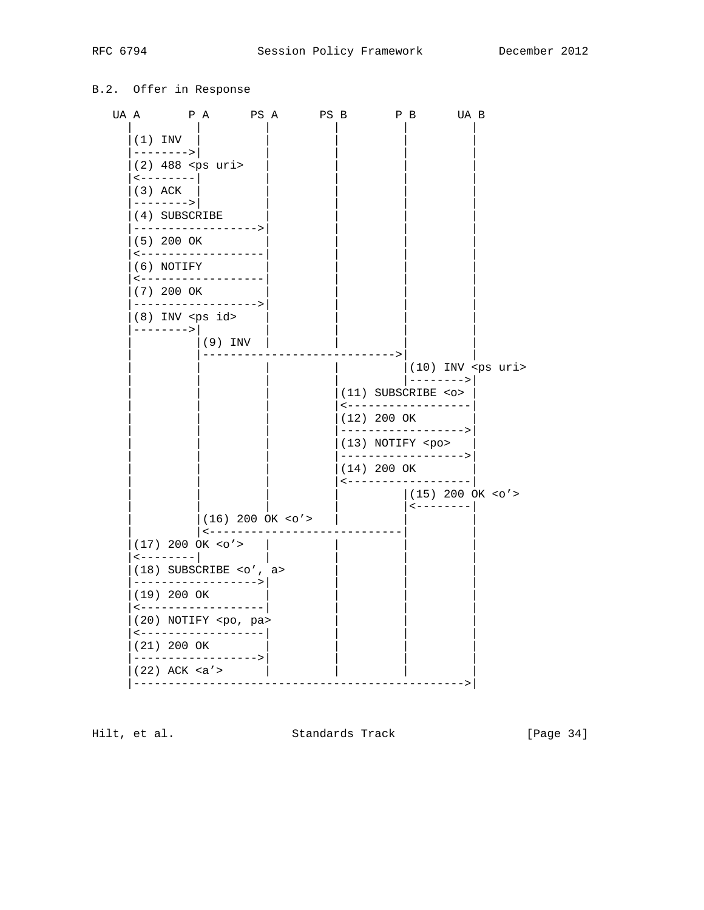### B.2. Offer in Response

```
   UA A       P A      PS A      PS B       P B      UA B
     |         |         |         |          |         |
     |(1) INV  |         |         |          |         |
     |-------->|         |         |          |         |
     |(2) 488 <ps uri>   |         |          |         |
     |<--------|         |         |          |         |
     |(3) ACK  |         |         |          |         |
     |-------->|         |         |          |         |
     |(4) SUBSCRIBE      |         |          |         |
     |------------------>|         |          |         |
     |(5) 200 OK         |         |          |         |
     |<------------------|         |          |         |
     |(6) NOTIFY         |         |          |         |
     |<------------------|         |          |         |
     |(7) 200 OK         |         |          |         |
     |------------------>|         |          |         |
     |(8) INV <ps id>    |         |          |         |
     |-------->|         |         |          |         |
     |         |(9) INV  |         |          |         |
     |         |---------------------------->|         |
     |         |         |         |          |(10) INV <ps uri>
     |         |         |         |          |-------->|
     |         |         |         |(11) SUBSCRIBE <o>  |
     |         |         |         |<-------------------|
     |         |         |         |(12) 200 OK         |
     |         |         |         |------------------->|
     |         |         |         |(13) NOTIFY <po>    |
     |         |         |         |------------------->|
     |         |         |         |(14) 200 OK         |
     |         |         |         |<-------------------|
     |         |         |         |          |(15) 200 OK <o'>
     |         |         |         |          |<--------|
     |         |(16) 200 OK <o'>   |          |         |
     |         |<----------------------------|         |
     |(17) 200 OK <o'>   |         |          |         |
     |<--------|         |         |          |         |
     |(18) SUBSCRIBE <o', a>       |          |         |
     |------------------>|         |          |         |
     |(19) 200 OK        |         |          |         |
     |<------------------|         |          |         |
     |(20) NOTIFY <po, pa>         |          |         |
     |<------------------|         |          |         |
     |(21) 200 OK        |         |          |         |
     |------------------>|         |          |         |
     |(22) ACK <a'>      |         |          |         |
     |----------------------------------------------->|
```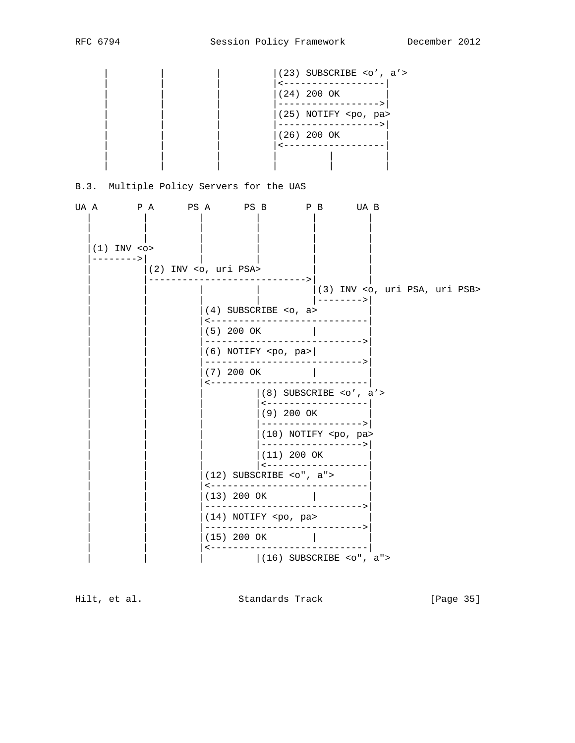```
   |         |         |         |(23) SUBSCRIBE <o', a'>
   |         |         |         |<------------------|
   |         |         |         |(24) 200 OK        |
   |         |         |         |------------------>|
   |         |         |         |(25) NOTIFY <po, pa>
   |         |         |         |------------------>|
   |         |         |         |(26) 200 OK        |
   |         |         |         |<------------------|
   |         |         |         |         |         |
   |         |         |         |         |         |
```

B.3.  Multiple Policy Servers for the UAS

```
UA A       P A      PS A      PS B       P B      UA B
  |         |         |         |         |         |
  |         |         |         |         |         |
  |         |         |         |         |         |
  |(1) INV <o>        |         |         |         |
  |-------->|         |         |         |         |
  |         |(2) INV <o, uri PSA>         |         |
  |         |---------------------------->|         |
  |         |         |         |         |(3) INV <o, uri PSA, uri PSB>
  |         |         |         |         |-------->|
  |         |         |(4) SUBSCRIBE <o, a>         |
  |         |         |<----------------------------|
  |         |         |(5) 200 OK         |         |
  |         |         |---------------------------->|
  |         |         |(6) NOTIFY <po, pa>|         |
  |         |         |---------------------------->|
  |         |         |(7) 200 OK         |         |
  |         |         |<----------------------------|
  |         |         |         |(8) SUBSCRIBE <o', a'>
  |         |         |         |<------------------|
  |         |         |         |(9) 200 OK         |
  |         |         |         |------------------>|
  |         |         |         |(10) NOTIFY <po, pa>
  |         |         |         |------------------>|
  |         |         |         |(11) 200 OK        |
  |         |         |         |<------------------|
  |         |         |(12) SUBSCRIBE <o", a">      |
  |         |         |<----------------------------|
  |         |         |(13) 200 OK        |         |
  |         |         |---------------------------->|
  |         |         |(14) NOTIFY <po, pa>         |
  |         |         |---------------------------->|
  |         |         |(15) 200 OK        |         |
  |         |         |<----------------------------|
  |         |         |         |(16) SUBSCRIBE <o", a">
```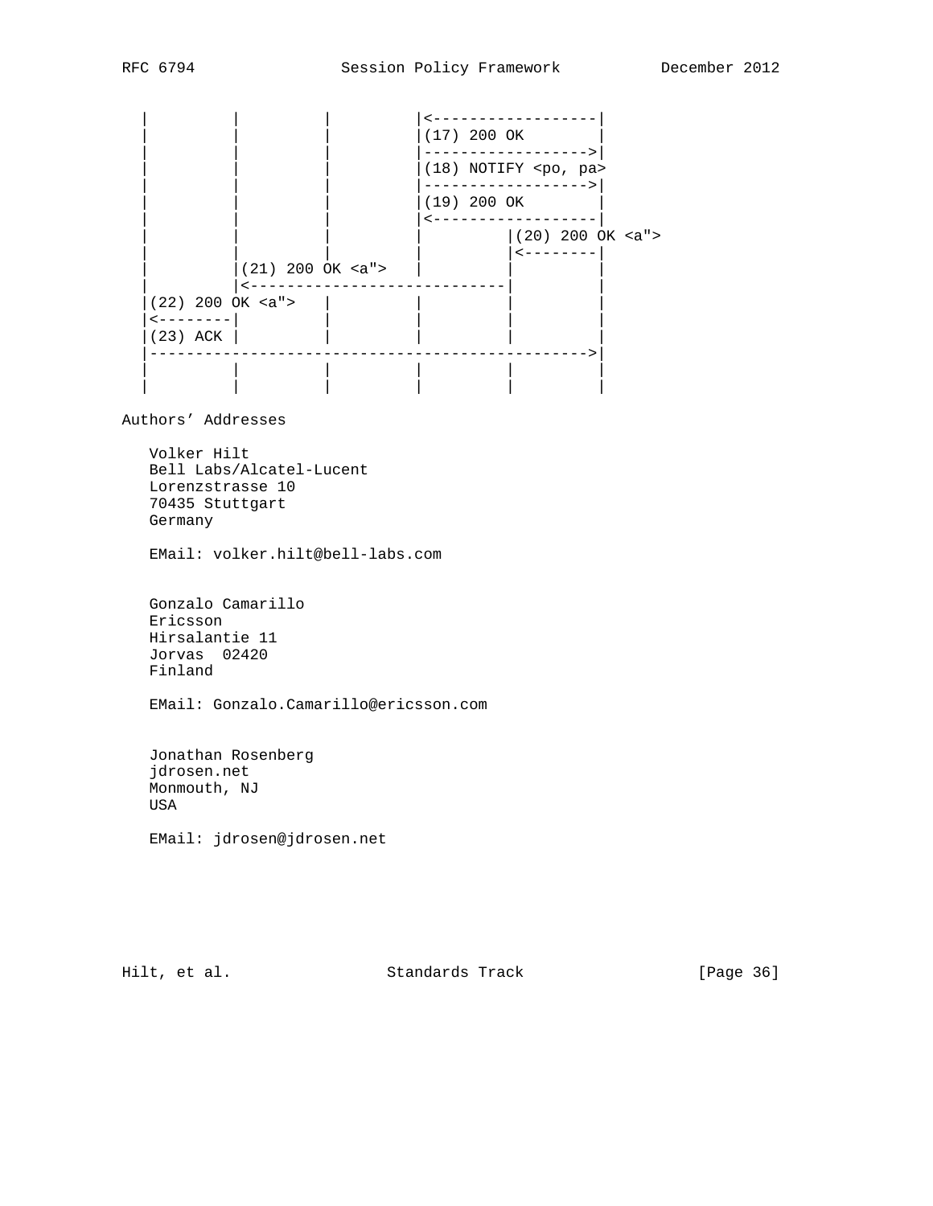```
  |         |         |         |<------------------|
  |         |         |         |(17) 200 OK        |
  |         |         |         |------------------>|
  |         |         |         |(18) NOTIFY <po, pa>
  |         |         |         |------------------>|
  |         |         |         |(19) 200 OK        |
  |         |         |         |<------------------|
  |         |         |         |         |(20) 200 OK <a">
  |         |         |         |         |<--------|
  |         |(21) 200 OK <a">   |         |         |
  |         |<----------------------------|         |
  |(22) 200 OK <a">   |         |         |         |
  |<--------|         |         |         |         |
  |(23) ACK |         |         |         |         |
  |------------------------------------------------>|
  |         |         |         |         |         |
  |         |         |         |         |         |
```

## Authors' Addresses

Volker Hilt
Bell Labs/Alcatel-Lucent
Lorenzstrasse 10
70435 Stuttgart
Germany

EMail: volker.hilt@bell-labs.com

Gonzalo Camarillo
Ericsson
Hirsalantie 11
Jorvas 02420
Finland

EMail: Gonzalo.Camarillo@ericsson.com

Jonathan Rosenberg
jdrosen.net
Monmouth, NJ
USA

EMail: jdrosen@jdrosen.net